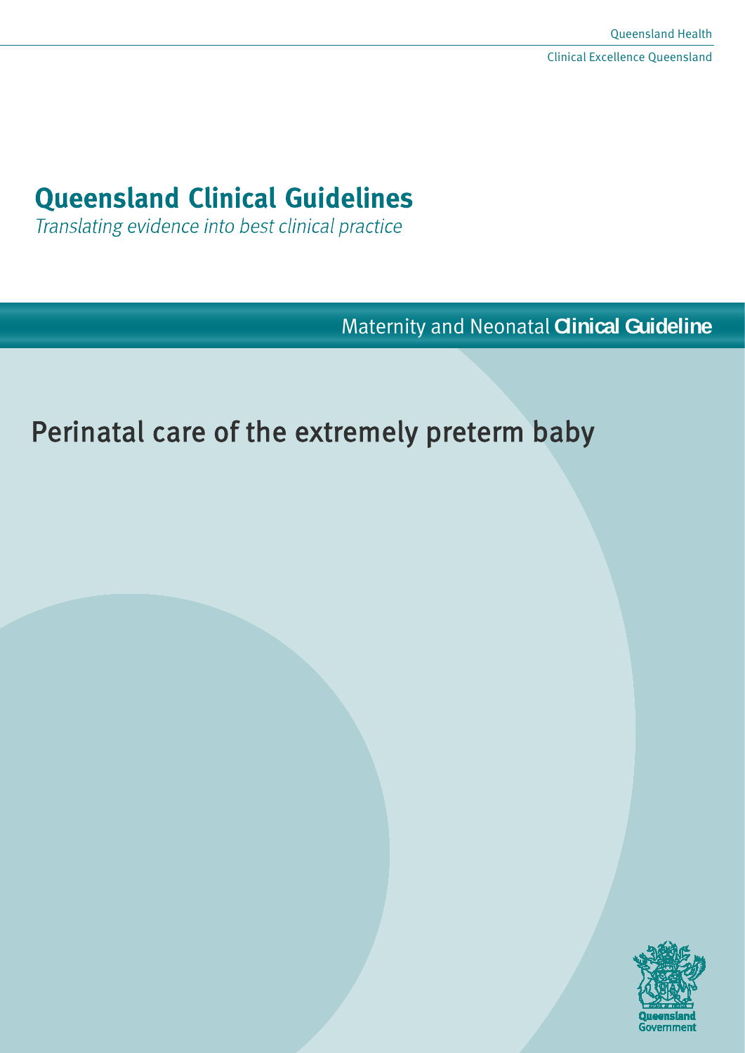Queensland Health

Clinical Excellence Queensland

# Queensland Clinical Guidelines

*Translating evidence into best clinical practice*

Maternity and Neonatal **Clinical Guideline**

# Perinatal care of the extremely preterm baby

Queensland Government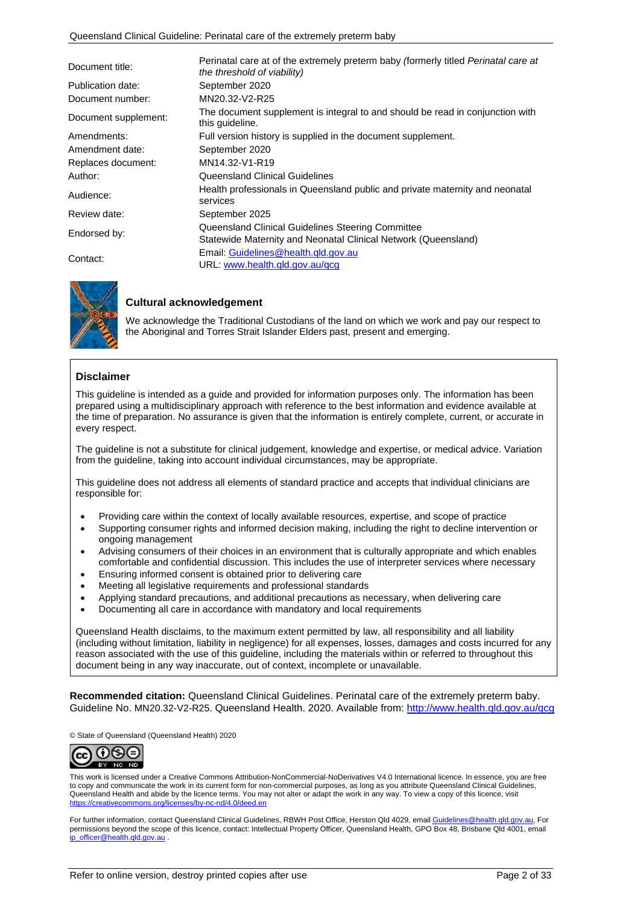| | |
|---|---|
| Document title: | Perinatal care at of the extremely preterm baby *(formerly titled Perinatal care at the threshold of viability)* |
| Publication date: | September 2020 |
| Document number: | MN20.32-V2-R25 |
| Document supplement: | The document supplement is integral to and should be read in conjunction with this guideline. |
| Amendments: | Full version history is supplied in the document supplement. |
| Amendment date: | September 2020 |
| Replaces document: | MN14.32-V1-R19 |
| Author: | Queensland Clinical Guidelines |
| Audience: | Health professionals in Queensland public and private maternity and neonatal services |
| Review date: | September 2025 |
| Endorsed by: | Queensland Clinical Guidelines Steering Committee<br>Statewide Maternity and Neonatal Clinical Network (Queensland) |
| Contact: | Email: Guidelines@health.qld.gov.au<br>URL: www.health.qld.gov.au/qcg |

### Cultural acknowledgement

We acknowledge the Traditional Custodians of the land on which we work and pay our respect to the Aboriginal and Torres Strait Islander Elders past, present and emerging.

### Disclaimer

This guideline is intended as a guide and provided for information purposes only. The information has been prepared using a multidisciplinary approach with reference to the best information and evidence available at the time of preparation. No assurance is given that the information is entirely complete, current, or accurate in every respect.

The guideline is not a substitute for clinical judgement, knowledge and expertise, or medical advice. Variation from the guideline, taking into account individual circumstances, may be appropriate.

This guideline does not address all elements of standard practice and accepts that individual clinicians are responsible for:

- Providing care within the context of locally available resources, expertise, and scope of practice
- Supporting consumer rights and informed decision making, including the right to decline intervention or ongoing management
- Advising consumers of their choices in an environment that is culturally appropriate and which enables comfortable and confidential discussion. This includes the use of interpreter services where necessary
- Ensuring informed consent is obtained prior to delivering care
- Meeting all legislative requirements and professional standards
- Applying standard precautions, and additional precautions as necessary, when delivering care
- Documenting all care in accordance with mandatory and local requirements

Queensland Health disclaims, to the maximum extent permitted by law, all responsibility and all liability (including without limitation, liability in negligence) for all expenses, losses, damages and costs incurred for any reason associated with the use of this guideline, including the materials within or referred to throughout this document being in any way inaccurate, out of context, incomplete or unavailable.

**Recommended citation:** Queensland Clinical Guidelines. Perinatal care of the extremely preterm baby. Guideline No. MN20.32-V2-R25. Queensland Health. 2020. Available from: http://www.health.qld.gov.au/qcg

© State of Queensland (Queensland Health) 2020

This work is licensed under a Creative Commons Attribution-NonCommercial-NoDerivatives V4.0 International licence. In essence, you are free to copy and communicate the work in its current form for non-commercial purposes, as long as you attribute Queensland Clinical Guidelines, Queensland Health and abide by the licence terms. You may not alter or adapt the work in any way. To view a copy of this licence, visit https://creativecommons.org/licenses/by-nc-nd/4.0/deed.en

For further information, contact Queensland Clinical Guidelines, RBWH Post Office, Herston Qld 4029, email Guidelines@health.qld.gov.au, For permissions beyond the scope of this licence, contact: Intellectual Property Officer, Queensland Health, GPO Box 48, Brisbane Qld 4001, email ip_officer@health.qld.gov.au .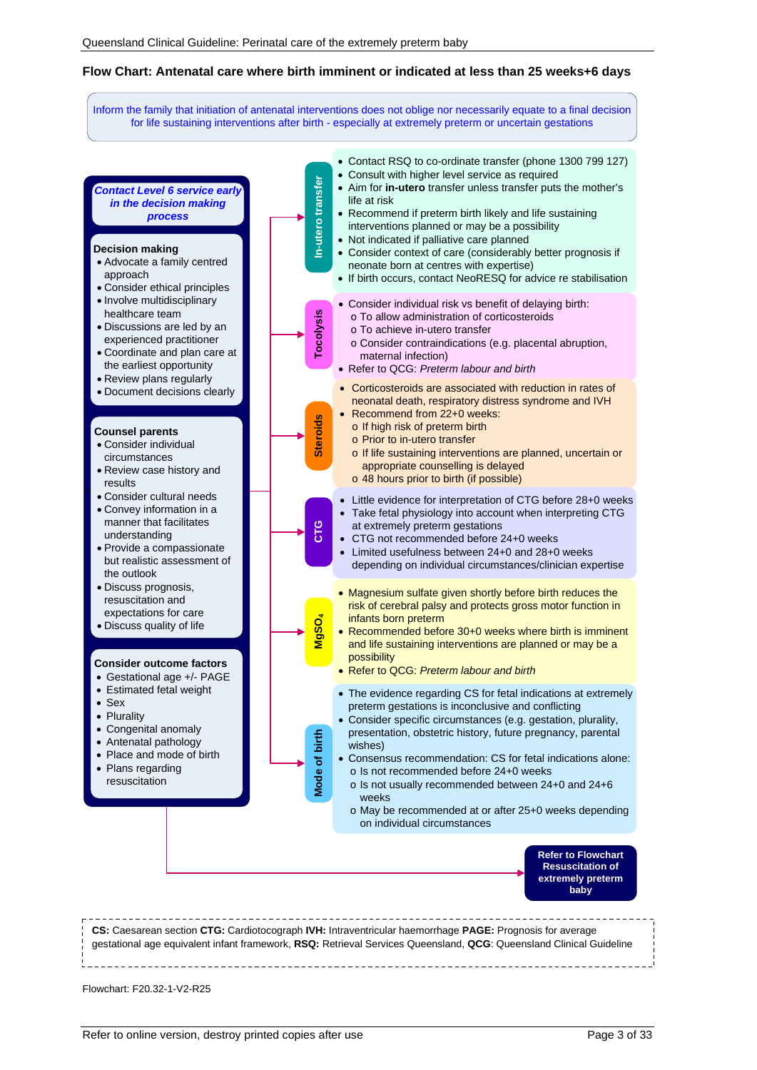## Flow Chart: Antenatal care where birth imminent or indicated at less than 25 weeks+6 days

Inform the family that initiation of antenatal interventions does not oblige nor necessarily equate to a final decision for life sustaining interventions after birth - especially at extremely preterm or uncertain gestations

***Contact Level 6 service early in the decision making process***

**Decision making**

- Advocate a family centred approach
- Consider ethical principles
- Involve multidisciplinary healthcare team
- Discussions are led by an experienced practitioner
- Coordinate and plan care at the earliest opportunity
- Review plans regularly
- Document decisions clearly

**Counsel parents**

- Consider individual circumstances
- Review case history and results
- Consider cultural needs
- Convey information in a manner that facilitates understanding
- Provide a compassionate but realistic assessment of the outlook
- Discuss prognosis, resuscitation and expectations for care
- Discuss quality of life

**Consider outcome factors**

- Gestational age +/- PAGE
- Estimated fetal weight
- Sex
- Plurality
- Congenital anomaly
- Antenatal pathology
- Place and mode of birth
- Plans regarding resuscitation

### In-utero transfer

- Contact RSQ to co-ordinate transfer (phone 1300 799 127)
- Consult with higher level service as required
- Aim for **in-utero** transfer unless transfer puts the mother's life at risk
- Recommend if preterm birth likely and life sustaining interventions planned or may be a possibility
- Not indicated if palliative care planned
- Consider context of care (considerably better prognosis if neonate born at centres with expertise)
- If birth occurs, contact NeoRESQ for advice re stabilisation

### Tocolysis

- Consider individual risk vs benefit of delaying birth:
  - To allow administration of corticosteroids
  - To achieve in-utero transfer
  - Consider contraindications (e.g. placental abruption, maternal infection)
- Refer to QCG: *Preterm labour and birth*

### Steroids

- Corticosteroids are associated with reduction in rates of neonatal death, respiratory distress syndrome and IVH
- Recommend from 22+0 weeks:
  - If high risk of preterm birth
  - Prior to in-utero transfer
  - If life sustaining interventions are planned, uncertain or appropriate counselling is delayed
  - 48 hours prior to birth (if possible)

### CTG

- Little evidence for interpretation of CTG before 28+0 weeks
- Take fetal physiology into account when interpreting CTG at extremely preterm gestations
- CTG not recommended before 24+0 weeks
- Limited usefulness between 24+0 and 28+0 weeks depending on individual circumstances/clinician expertise

### $MgSO_4$

- Magnesium sulfate given shortly before birth reduces the risk of cerebral palsy and protects gross motor function in infants born preterm
- Recommended before 30+0 weeks where birth is imminent and life sustaining interventions are planned or may be a possibility
- Refer to QCG: *Preterm labour and birth*

### Mode of birth

- The evidence regarding CS for fetal indications at extremely preterm gestations is inconclusive and conflicting
- Consider specific circumstances (e.g. gestation, plurality, presentation, obstetric history, future pregnancy, parental wishes)
- Consensus recommendation: CS for fetal indications alone:
  - Is not recommended before 24+0 weeks
  - Is not usually recommended between 24+0 and 24+6 weeks
  - May be recommended at or after 25+0 weeks depending on individual circumstances

**Refer to Flowchart Resuscitation of extremely preterm baby**

**CS:** Caesarean section **CTG:** Cardiotocograph **IVH:** Intraventricular haemorrhage **PAGE:** Prognosis for average gestational age equivalent infant framework, **RSQ:** Retrieval Services Queensland, **QCG**: Queensland Clinical Guideline

Flowchart: F20.32-1-V2-R25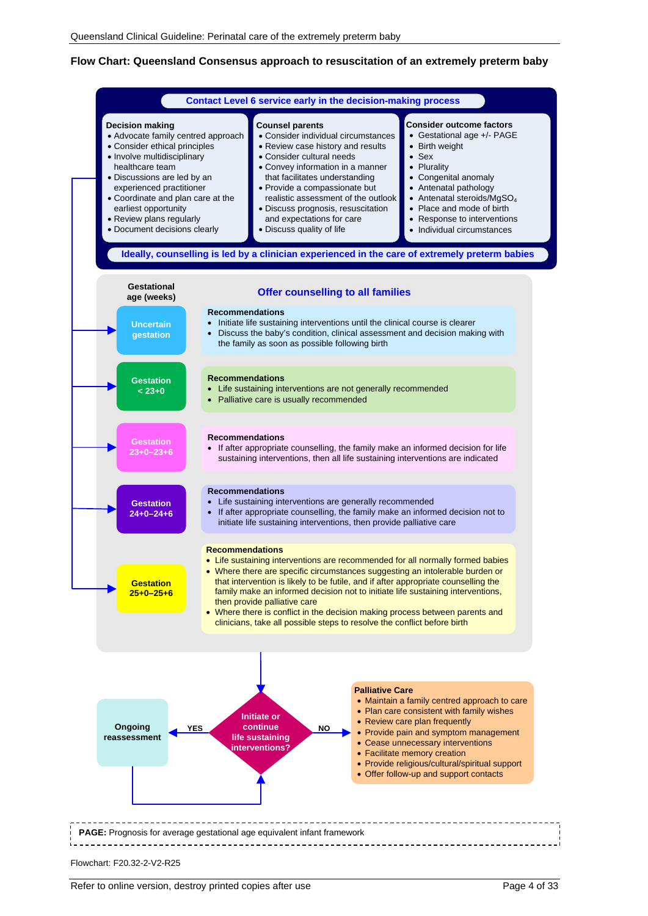## Flow Chart: Queensland Consensus approach to resuscitation of an extremely preterm baby

**Contact Level 6 service early in the decision-making process**

**Decision making**
- Advocate family centred approach
- Consider ethical principles
- Involve multidisciplinary healthcare team
- Discussions are led by an experienced practitioner
- Coordinate and plan care at the earliest opportunity
- Review plans regularly
- Document decisions clearly

**Counsel parents**
- Consider individual circumstances
- Review case history and results
- Consider cultural needs
- Convey information in a manner that facilitates understanding
- Provide a compassionate but realistic assessment of the outlook
- Discuss prognosis, resuscitation and expectations for care
- Discuss quality of life

**Consider outcome factors**
- Gestational age +/- PAGE
- Birth weight
- Sex
- Plurality
- Congenital anomaly
- Antenatal pathology
- Antenatal steroids/$MgSO_4$
- Place and mode of birth
- Response to interventions
- Individual circumstances

**Ideally, counselling is led by a clinician experienced in the care of extremely preterm babies**

**Offer counselling to all families**

| Gestational age (weeks) | Recommendations |
|---|---|
| Uncertain gestation | **Recommendations**<br>• Initiate life sustaining interventions until the clinical course is clearer<br>• Discuss the baby's condition, clinical assessment and decision making with the family as soon as possible following birth |
| Gestation < 23+0 | **Recommendations**<br>• Life sustaining interventions are not generally recommended<br>• Palliative care is usually recommended |
| Gestation 23+0–23+6 | **Recommendations**<br>• If after appropriate counselling, the family make an informed decision for life sustaining interventions, then all life sustaining interventions are indicated |
| Gestation 24+0–24+6 | **Recommendations**<br>• Life sustaining interventions are generally recommended<br>• If after appropriate counselling, the family make an informed decision not to initiate life sustaining interventions, then provide palliative care |
| Gestation 25+0–25+6 | **Recommendations**<br>• Life sustaining interventions are recommended for all normally formed babies<br>• Where there are specific circumstances suggesting an intolerable burden or that intervention is likely to be futile, and if after appropriate counselling the family make an informed decision not to initiate life sustaining interventions, then provide palliative care<br>• Where there is conflict in the decision making process between parents and clinicians, take all possible steps to resolve the conflict before birth |

**Initiate or continue life sustaining interventions?**
- YES → **Ongoing reassessment** (returns to "Initiate or continue life sustaining interventions?")
- NO → **Palliative Care**
  - Maintain a family centred approach to care
  - Plan care consistent with family wishes
  - Review care plan frequently
  - Provide pain and symptom management
  - Cease unnecessary interventions
  - Facilitate memory creation
  - Provide religious/cultural/spiritual support
  - Offer follow-up and support contacts

**PAGE:** Prognosis for average gestational age equivalent infant framework

Flowchart: F20.32-2-V2-R25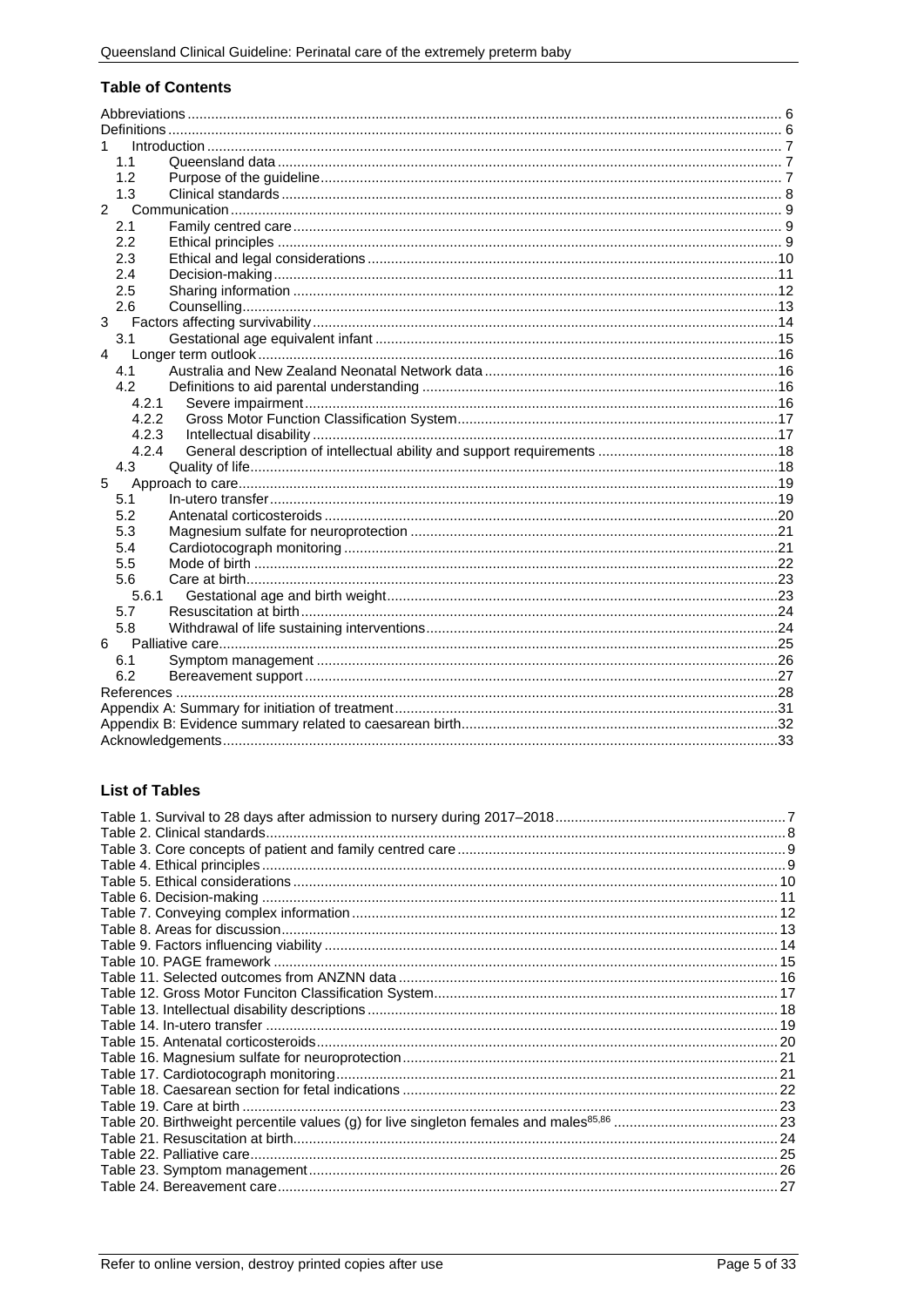## Table of Contents

| | |
|---|---|
| Abbreviations | 6 |
| Definitions | 6 |
| 1 Introduction | 7 |
| 1.1 Queensland data | 7 |
| 1.2 Purpose of the guideline | 7 |
| 1.3 Clinical standards | 8 |
| 2 Communication | 9 |
| 2.1 Family centred care | 9 |
| 2.2 Ethical principles | 9 |
| 2.3 Ethical and legal considerations | 10 |
| 2.4 Decision-making | 11 |
| 2.5 Sharing information | 12 |
| 2.6 Counselling | 13 |
| 3 Factors affecting survivability | 14 |
| 3.1 Gestational age equivalent infant | 15 |
| 4 Longer term outlook | 16 |
| 4.1 Australia and New Zealand Neonatal Network data | 16 |
| 4.2 Definitions to aid parental understanding | 16 |
| 4.2.1 Severe impairment | 16 |
| 4.2.2 Gross Motor Function Classification System | 17 |
| 4.2.3 Intellectual disability | 17 |
| 4.2.4 General description of intellectual ability and support requirements | 18 |
| 4.3 Quality of life | 18 |
| 5 Approach to care | 19 |
| 5.1 In-utero transfer | 19 |
| 5.2 Antenatal corticosteroids | 20 |
| 5.3 Magnesium sulfate for neuroprotection | 21 |
| 5.4 Cardiotocograph monitoring | 21 |
| 5.5 Mode of birth | 22 |
| 5.6 Care at birth | 23 |
| 5.6.1 Gestational age and birth weight | 23 |
| 5.7 Resuscitation at birth | 24 |
| 5.8 Withdrawal of life sustaining interventions | 24 |
| 6 Palliative care | 25 |
| 6.1 Symptom management | 26 |
| 6.2 Bereavement support | 27 |
| References | 28 |
| Appendix A: Summary for initiation of treatment | 31 |
| Appendix B: Evidence summary related to caesarean birth | 32 |
| Acknowledgements | 33 |

## List of Tables

| | |
|---|---|
| Table 1. Survival to 28 days after admission to nursery during 2017–2018 | 7 |
| Table 2. Clinical standards | 8 |
| Table 3. Core concepts of patient and family centred care | 9 |
| Table 4. Ethical principles | 9 |
| Table 5. Ethical considerations | 10 |
| Table 6. Decision-making | 11 |
| Table 7. Conveying complex information | 12 |
| Table 8. Areas for discussion | 13 |
| Table 9. Factors influencing viability | 14 |
| Table 10. PAGE framework | 15 |
| Table 11. Selected outcomes from ANZNN data | 16 |
| Table 12. Gross Motor Funciton Classification System | 17 |
| Table 13. Intellectual disability descriptions | 18 |
| Table 14. In-utero transfer | 19 |
| Table 15. Antenatal corticosteroids | 20 |
| Table 16. Magnesium sulfate for neuroprotection | 21 |
| Table 17. Cardiotocograph monitoring | 21 |
| Table 18. Caesarean section for fetal indications | 22 |
| Table 19. Care at birth | 23 |
| Table 20. Birthweight percentile values (g) for live singleton females and males[85,86] | 23 |
| Table 21. Resuscitation at birth | 24 |
| Table 22. Palliative care | 25 |
| Table 23. Symptom management | 26 |
| Table 24. Bereavement care | 27 |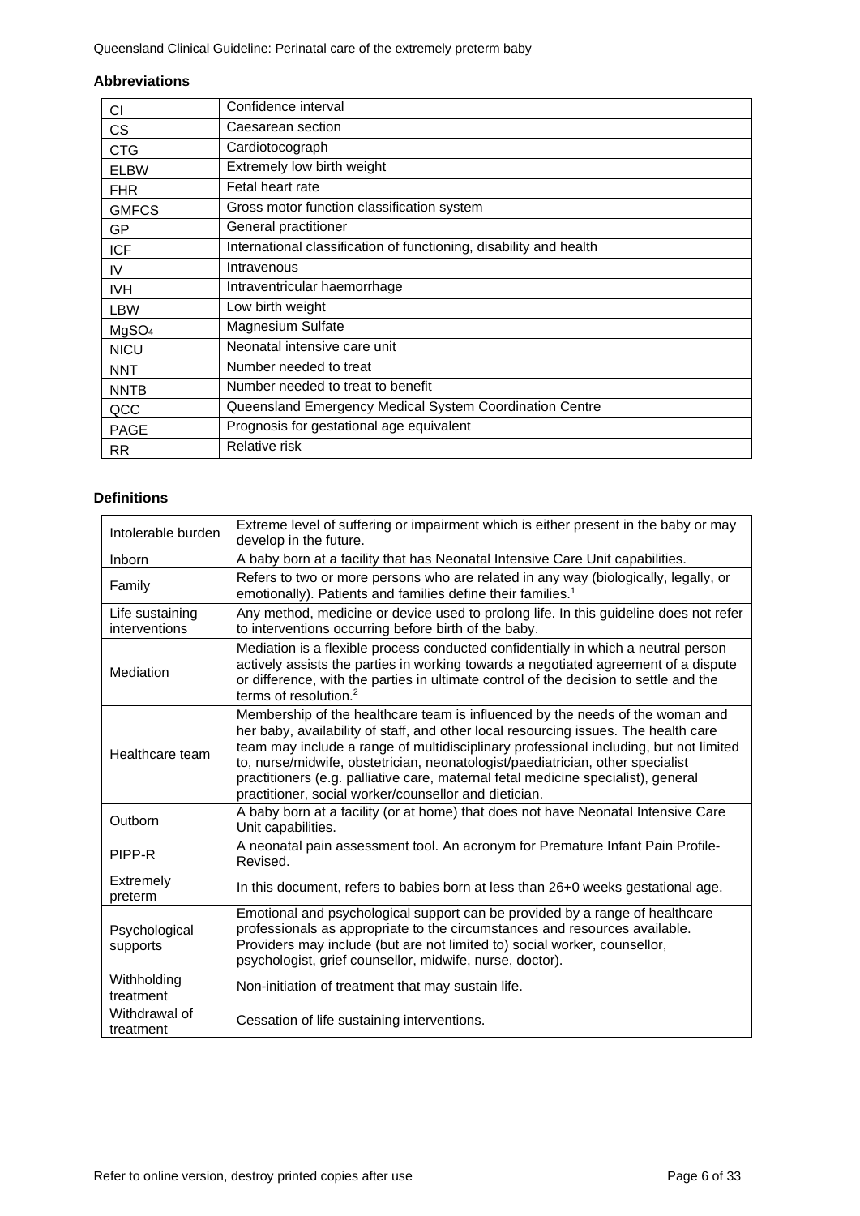**Abbreviations**

| | |
|---|---|
| CI | Confidence interval |
| CS | Caesarean section |
| CTG | Cardiotocograph |
| ELBW | Extremely low birth weight |
| FHR | Fetal heart rate |
| GMFCS | Gross motor function classification system |
| GP | General practitioner |
| ICF | International classification of functioning, disability and health |
| IV | Intravenous |
| IVH | Intraventricular haemorrhage |
| LBW | Low birth weight |
| $MgSO_4$ | Magnesium Sulfate |
| NICU | Neonatal intensive care unit |
| NNT | Number needed to treat |
| NNTB | Number needed to treat to benefit |
| QCC | Queensland Emergency Medical System Coordination Centre |
| PAGE | Prognosis for gestational age equivalent |
| RR | Relative risk |

**Definitions**

| | |
|---|---|
| Intolerable burden | Extreme level of suffering or impairment which is either present in the baby or may develop in the future. |
| Inborn | A baby born at a facility that has Neonatal Intensive Care Unit capabilities. |
| Family | Refers to two or more persons who are related in any way (biologically, legally, or emotionally). Patients and families define their families.[1] |
| Life sustaining interventions | Any method, medicine or device used to prolong life. In this guideline does not refer to interventions occurring before birth of the baby. |
| Mediation | Mediation is a flexible process conducted confidentially in which a neutral person actively assists the parties in working towards a negotiated agreement of a dispute or difference, with the parties in ultimate control of the decision to settle and the terms of resolution.[2] |
| Healthcare team | Membership of the healthcare team is influenced by the needs of the woman and her baby, availability of staff, and other local resourcing issues. The health care team may include a range of multidisciplinary professional including, but not limited to, nurse/midwife, obstetrician, neonatologist/paediatrician, other specialist practitioners (e.g. palliative care, maternal fetal medicine specialist), general practitioner, social worker/counsellor and dietician. |
| Outborn | A baby born at a facility (or at home) that does not have Neonatal Intensive Care Unit capabilities. |
| PIPP-R | A neonatal pain assessment tool. An acronym for Premature Infant Pain Profile-Revised. |
| Extremely preterm | In this document, refers to babies born at less than 26+0 weeks gestational age. |
| Psychological supports | Emotional and psychological support can be provided by a range of healthcare professionals as appropriate to the circumstances and resources available. Providers may include (but are not limited to) social worker, counsellor, psychologist, grief counsellor, midwife, nurse, doctor). |
| Withholding treatment | Non-initiation of treatment that may sustain life. |
| Withdrawal of treatment | Cessation of life sustaining interventions. |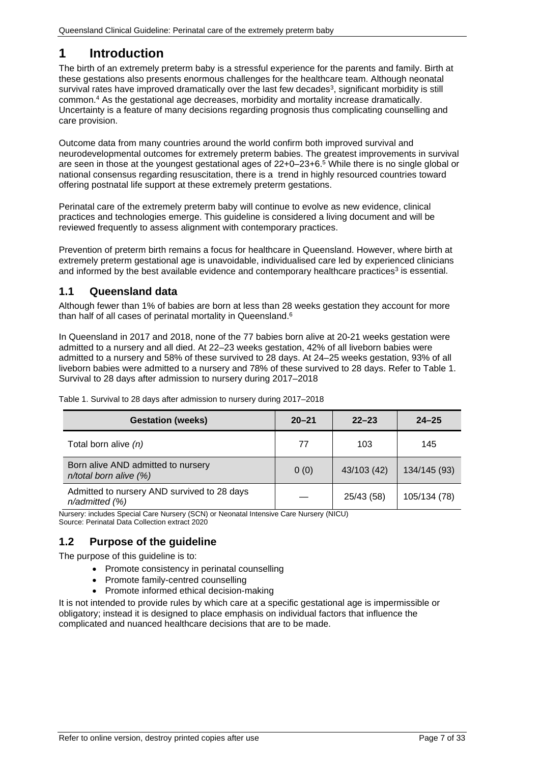# 1 Introduction

The birth of an extremely preterm baby is a stressful experience for the parents and family. Birth at these gestations also presents enormous challenges for the healthcare team. Although neonatal survival rates have improved dramatically over the last few decades[3], significant morbidity is still common.[4] As the gestational age decreases, morbidity and mortality increase dramatically. Uncertainty is a feature of many decisions regarding prognosis thus complicating counselling and care provision.

Outcome data from many countries around the world confirm both improved survival and neurodevelopmental outcomes for extremely preterm babies. The greatest improvements in survival are seen in those at the youngest gestational ages of 22+0–23+6.[5] While there is no single global or national consensus regarding resuscitation, there is a trend in highly resourced countries toward offering postnatal life support at these extremely preterm gestations.

Perinatal care of the extremely preterm baby will continue to evolve as new evidence, clinical practices and technologies emerge. This guideline is considered a living document and will be reviewed frequently to assess alignment with contemporary practices.

Prevention of preterm birth remains a focus for healthcare in Queensland. However, where birth at extremely preterm gestational age is unavoidable, individualised care led by experienced clinicians and informed by the best available evidence and contemporary healthcare practices[3] is essential.

## 1.1 Queensland data

Although fewer than 1% of babies are born at less than 28 weeks gestation they account for more than half of all cases of perinatal mortality in Queensland.[6]

In Queensland in 2017 and 2018, none of the 77 babies born alive at 20-21 weeks gestation were admitted to a nursery and all died. At 22–23 weeks gestation, 42% of all liveborn babies were admitted to a nursery and 58% of these survived to 28 days. At 24–25 weeks gestation, 93% of all liveborn babies were admitted to a nursery and 78% of these survived to 28 days. Refer to Table 1. Survival to 28 days after admission to nursery during 2017–2018

Table 1. Survival to 28 days after admission to nursery during 2017–2018

| Gestation (weeks) | 20–21 | 22–23 | 24–25 |
|---|---|---|---|
| Total born alive *(n)* | 77 | 103 | 145 |
| Born alive AND admitted to nursery *n/total born alive (%)* | 0 (0) | 43/103 (42) | 134/145 (93) |
| Admitted to nursery AND survived to 28 days *n/admitted (%)* | — | 25/43 (58) | 105/134 (78) |

Nursery: includes Special Care Nursery (SCN) or Neonatal Intensive Care Nursery (NICU)
Source: Perinatal Data Collection extract 2020

## 1.2 Purpose of the guideline

The purpose of this guideline is to:

- Promote consistency in perinatal counselling
- Promote family-centred counselling
- Promote informed ethical decision-making

It is not intended to provide rules by which care at a specific gestational age is impermissible or obligatory; instead it is designed to place emphasis on individual factors that influence the complicated and nuanced healthcare decisions that are to be made.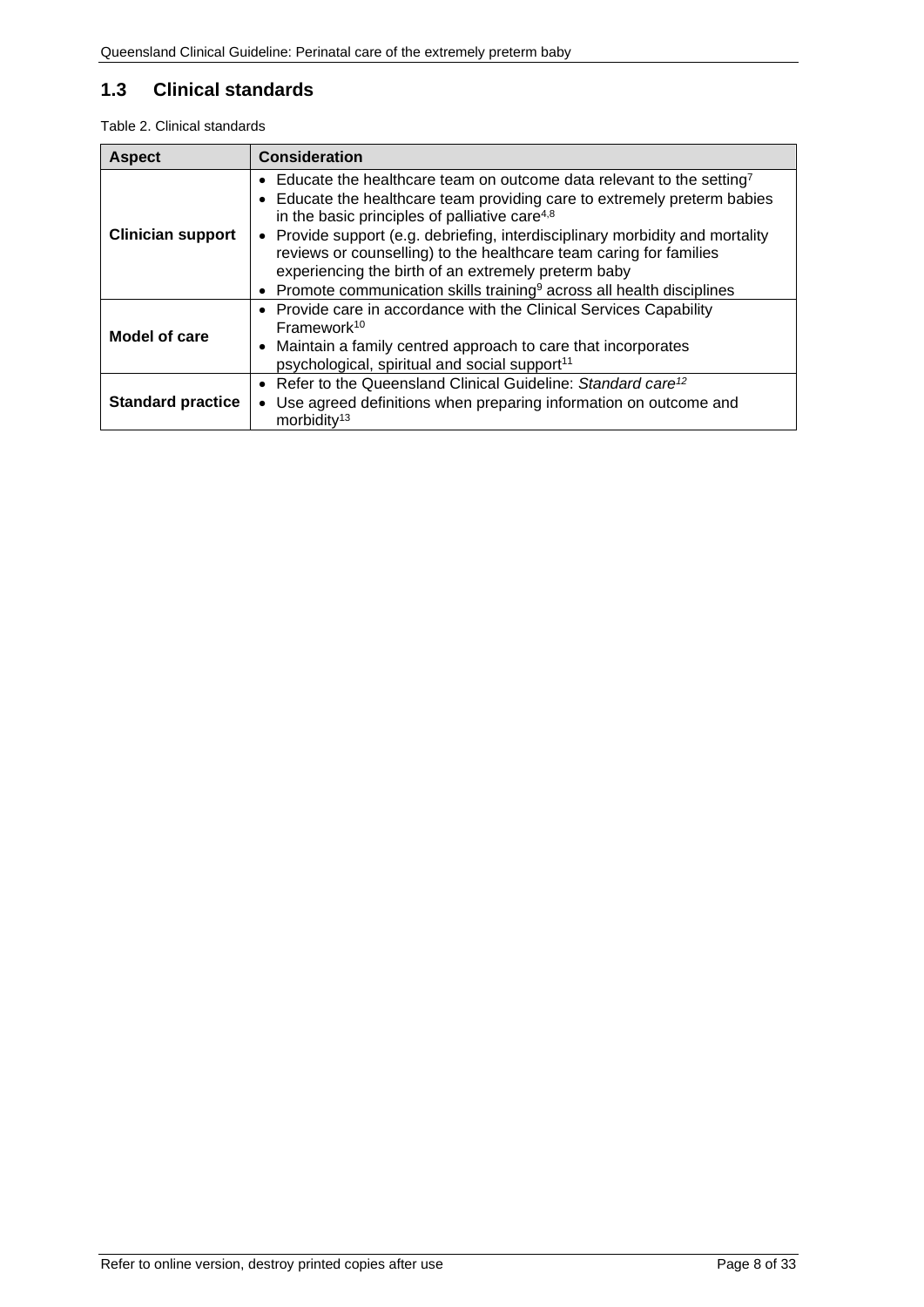## 1.3 Clinical standards

Table 2. Clinical standards

| Aspect | Consideration |
|---|---|
| **Clinician support** | • Educate the healthcare team on outcome data relevant to the setting[7]<br>• Educate the healthcare team providing care to extremely preterm babies in the basic principles of palliative care[4,8]<br>• Provide support (e.g. debriefing, interdisciplinary morbidity and mortality reviews or counselling) to the healthcare team caring for families experiencing the birth of an extremely preterm baby<br>• Promote communication skills training[9] across all health disciplines |
| **Model of care** | • Provide care in accordance with the Clinical Services Capability Framework[10]<br>• Maintain a family centred approach to care that incorporates psychological, spiritual and social support[11] |
| **Standard practice** | • Refer to the Queensland Clinical Guideline: *Standard care*[12]<br>• Use agreed definitions when preparing information on outcome and morbidity[13] |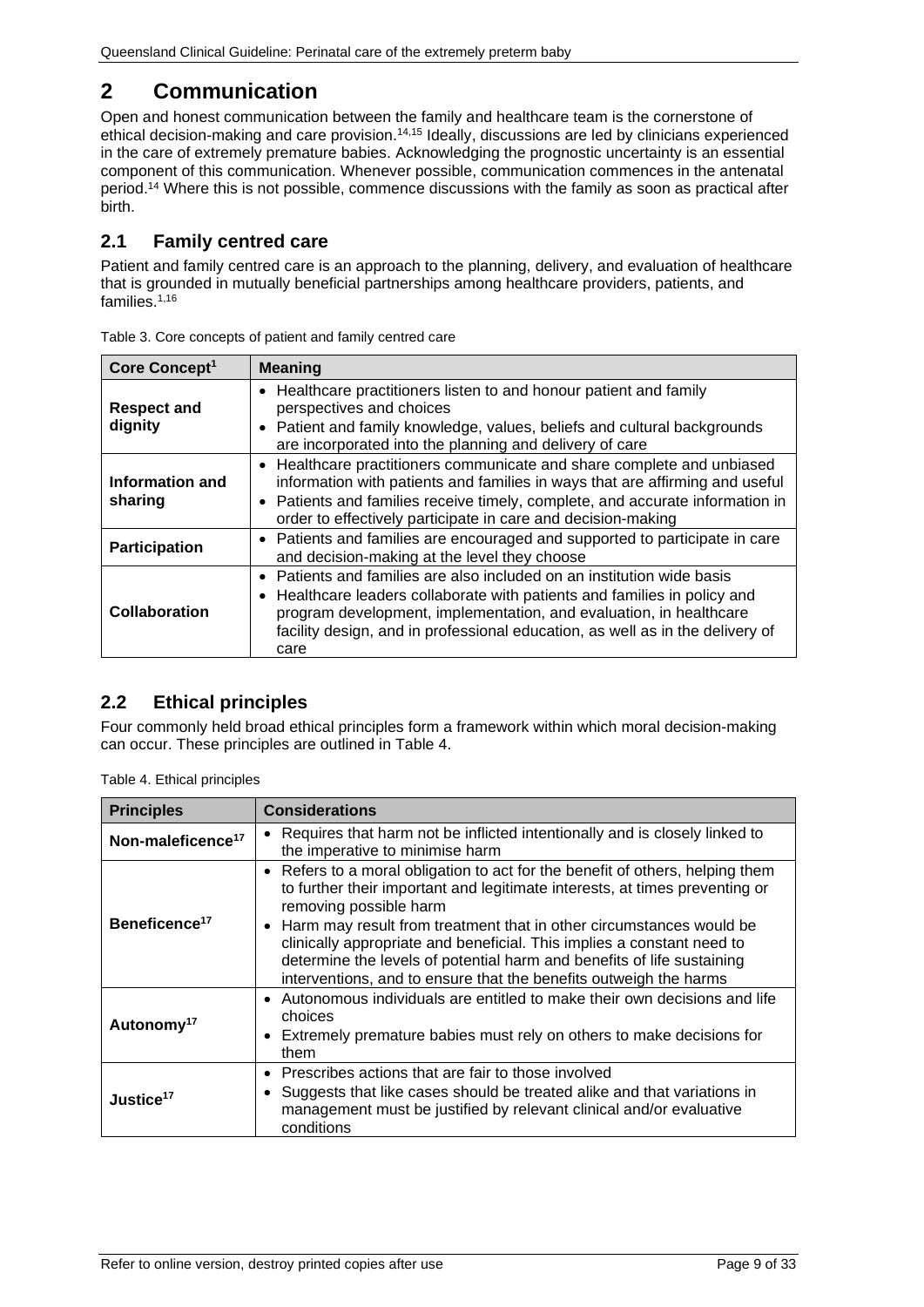# 2 Communication

Open and honest communication between the family and healthcare team is the cornerstone of ethical decision-making and care provision.[14,15] Ideally, discussions are led by clinicians experienced in the care of extremely premature babies. Acknowledging the prognostic uncertainty is an essential component of this communication. Whenever possible, communication commences in the antenatal period.[14] Where this is not possible, commence discussions with the family as soon as practical after birth.

## 2.1 Family centred care

Patient and family centred care is an approach to the planning, delivery, and evaluation of healthcare that is grounded in mutually beneficial partnerships among healthcare providers, patients, and families.[1,16]

Table 3. Core concepts of patient and family centred care

| Core Concept[1] | Meaning |
|---|---|
| **Respect and dignity** | • Healthcare practitioners listen to and honour patient and family perspectives and choices<br>• Patient and family knowledge, values, beliefs and cultural backgrounds are incorporated into the planning and delivery of care |
| **Information and sharing** | • Healthcare practitioners communicate and share complete and unbiased information with patients and families in ways that are affirming and useful<br>• Patients and families receive timely, complete, and accurate information in order to effectively participate in care and decision-making |
| **Participation** | • Patients and families are encouraged and supported to participate in care and decision-making at the level they choose |
| **Collaboration** | • Patients and families are also included on an institution wide basis<br>• Healthcare leaders collaborate with patients and families in policy and program development, implementation, and evaluation, in healthcare facility design, and in professional education, as well as in the delivery of care |

## 2.2 Ethical principles

Four commonly held broad ethical principles form a framework within which moral decision-making can occur. These principles are outlined in Table 4.

Table 4. Ethical principles

| Principles | Considerations |
|---|---|
| **Non-maleficence[17]** | • Requires that harm not be inflicted intentionally and is closely linked to the imperative to minimise harm |
| **Beneficence[17]** | • Refers to a moral obligation to act for the benefit of others, helping them to further their important and legitimate interests, at times preventing or removing possible harm<br>• Harm may result from treatment that in other circumstances would be clinically appropriate and beneficial. This implies a constant need to determine the levels of potential harm and benefits of life sustaining interventions, and to ensure that the benefits outweigh the harms |
| **Autonomy[17]** | • Autonomous individuals are entitled to make their own decisions and life choices<br>• Extremely premature babies must rely on others to make decisions for them |
| **Justice[17]** | • Prescribes actions that are fair to those involved<br>• Suggests that like cases should be treated alike and that variations in management must be justified by relevant clinical and/or evaluative conditions |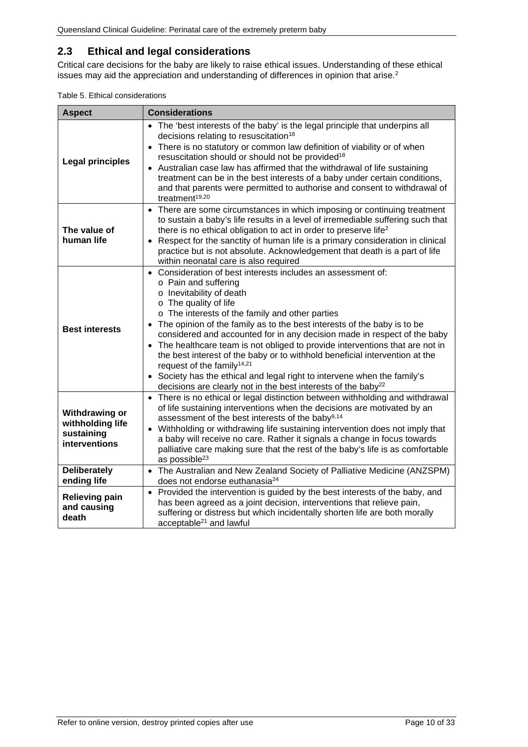## 2.3 Ethical and legal considerations

Critical care decisions for the baby are likely to raise ethical issues. Understanding of these ethical issues may aid the appreciation and understanding of differences in opinion that arise.[2]

Table 5. Ethical considerations

| Aspect | Considerations |
|---|---|
| **Legal principles** | • The 'best interests of the baby' is the legal principle that underpins all decisions relating to resuscitation[18]<br>• There is no statutory or common law definition of viability or of when resuscitation should or should not be provided[18]<br>• Australian case law has affirmed that the withdrawal of life sustaining treatment can be in the best interests of a baby under certain conditions, and that parents were permitted to authorise and consent to withdrawal of treatment[19,20] |
| **The value of human life** | • There are some circumstances in which imposing or continuing treatment to sustain a baby's life results in a level of irremediable suffering such that there is no ethical obligation to act in order to preserve life[2]<br>• Respect for the sanctity of human life is a primary consideration in clinical practice but is not absolute. Acknowledgement that death is a part of life within neonatal care is also required |
| **Best interests** | • Consideration of best interests includes an assessment of:<br>  o Pain and suffering<br>  o Inevitability of death<br>  o The quality of life<br>  o The interests of the family and other parties<br>• The opinion of the family as to the best interests of the baby is to be considered and accounted for in any decision made in respect of the baby<br>• The healthcare team is not obliged to provide interventions that are not in the best interest of the baby or to withhold beneficial intervention at the request of the family[14,21]<br>• Society has the ethical and legal right to intervene when the family's decisions are clearly not in the best interests of the baby[22] |
| **Withdrawing or withholding life sustaining interventions** | • There is no ethical or legal distinction between withholding and withdrawal of life sustaining interventions when the decisions are motivated by an assessment of the best interests of the baby[9,14]<br>• Withholding or withdrawing life sustaining intervention does not imply that a baby will receive no care. Rather it signals a change in focus towards palliative care making sure that the rest of the baby's life is as comfortable as possible[23] |
| **Deliberately ending life** | • The Australian and New Zealand Society of Palliative Medicine (ANZSPM) does not endorse euthanasia[24] |
| **Relieving pain and causing death** | • Provided the intervention is guided by the best interests of the baby, and has been agreed as a joint decision, interventions that relieve pain, suffering or distress but which incidentally shorten life are both morally acceptable[21] and lawful |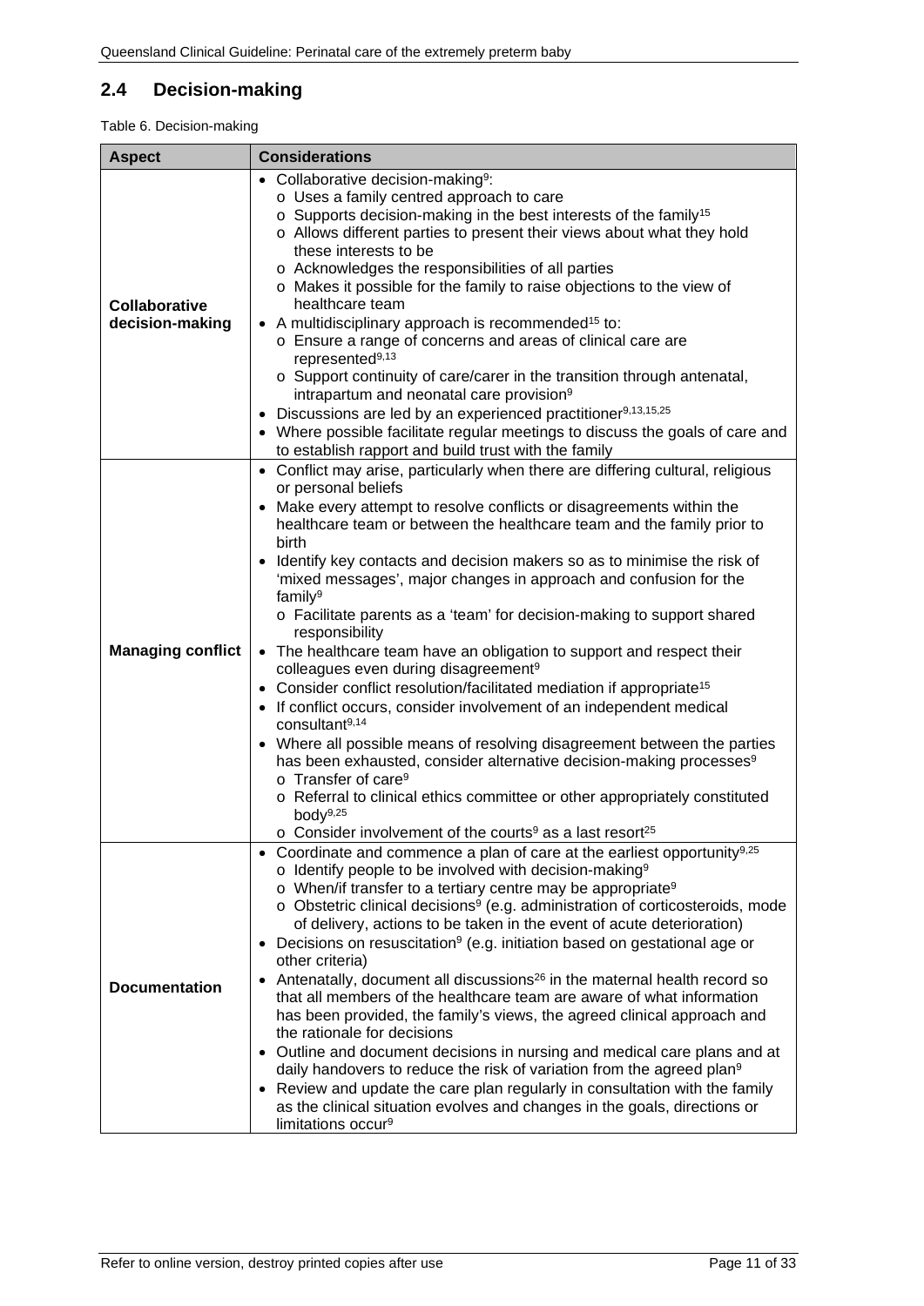## 2.4 Decision-making

Table 6. Decision-making

| Aspect | Considerations |
|---|---|
| **Collaborative decision-making** | • Collaborative decision-making[9]:<br>o Uses a family centred approach to care<br>o Supports decision-making in the best interests of the family[15]<br>o Allows different parties to present their views about what they hold these interests to be<br>o Acknowledges the responsibilities of all parties<br>o Makes it possible for the family to raise objections to the view of healthcare team<br>• A multidisciplinary approach is recommended[15] to:<br>o Ensure a range of concerns and areas of clinical care are represented[9,13]<br>o Support continuity of care/carer in the transition through antenatal, intrapartum and neonatal care provision[9]<br>• Discussions are led by an experienced practitioner[9,13,15,25]<br>• Where possible facilitate regular meetings to discuss the goals of care and to establish rapport and build trust with the family |
| **Managing conflict** | • Conflict may arise, particularly when there are differing cultural, religious or personal beliefs<br>• Make every attempt to resolve conflicts or disagreements within the healthcare team or between the healthcare team and the family prior to birth<br>• Identify key contacts and decision makers so as to minimise the risk of 'mixed messages', major changes in approach and confusion for the family[9]<br>o Facilitate parents as a 'team' for decision-making to support shared responsibility<br>• The healthcare team have an obligation to support and respect their colleagues even during disagreement[9]<br>• Consider conflict resolution/facilitated mediation if appropriate[15]<br>• If conflict occurs, consider involvement of an independent medical consultant[9,14]<br>• Where all possible means of resolving disagreement between the parties has been exhausted, consider alternative decision-making processes[9]<br>o Transfer of care[9]<br>o Referral to clinical ethics committee or other appropriately constituted body[9,25]<br>o Consider involvement of the courts[9] as a last resort[25] |
| **Documentation** | • Coordinate and commence a plan of care at the earliest opportunity[9,25]<br>o Identify people to be involved with decision-making[9]<br>o When/if transfer to a tertiary centre may be appropriate[9]<br>o Obstetric clinical decisions[9] (e.g. administration of corticosteroids, mode of delivery, actions to be taken in the event of acute deterioration)<br>• Decisions on resuscitation[9] (e.g. initiation based on gestational age or other criteria)<br>• Antenatally, document all discussions[26] in the maternal health record so that all members of the healthcare team are aware of what information has been provided, the family's views, the agreed clinical approach and the rationale for decisions<br>• Outline and document decisions in nursing and medical care plans and at daily handovers to reduce the risk of variation from the agreed plan[9]<br>• Review and update the care plan regularly in consultation with the family as the clinical situation evolves and changes in the goals, directions or limitations occur[9] |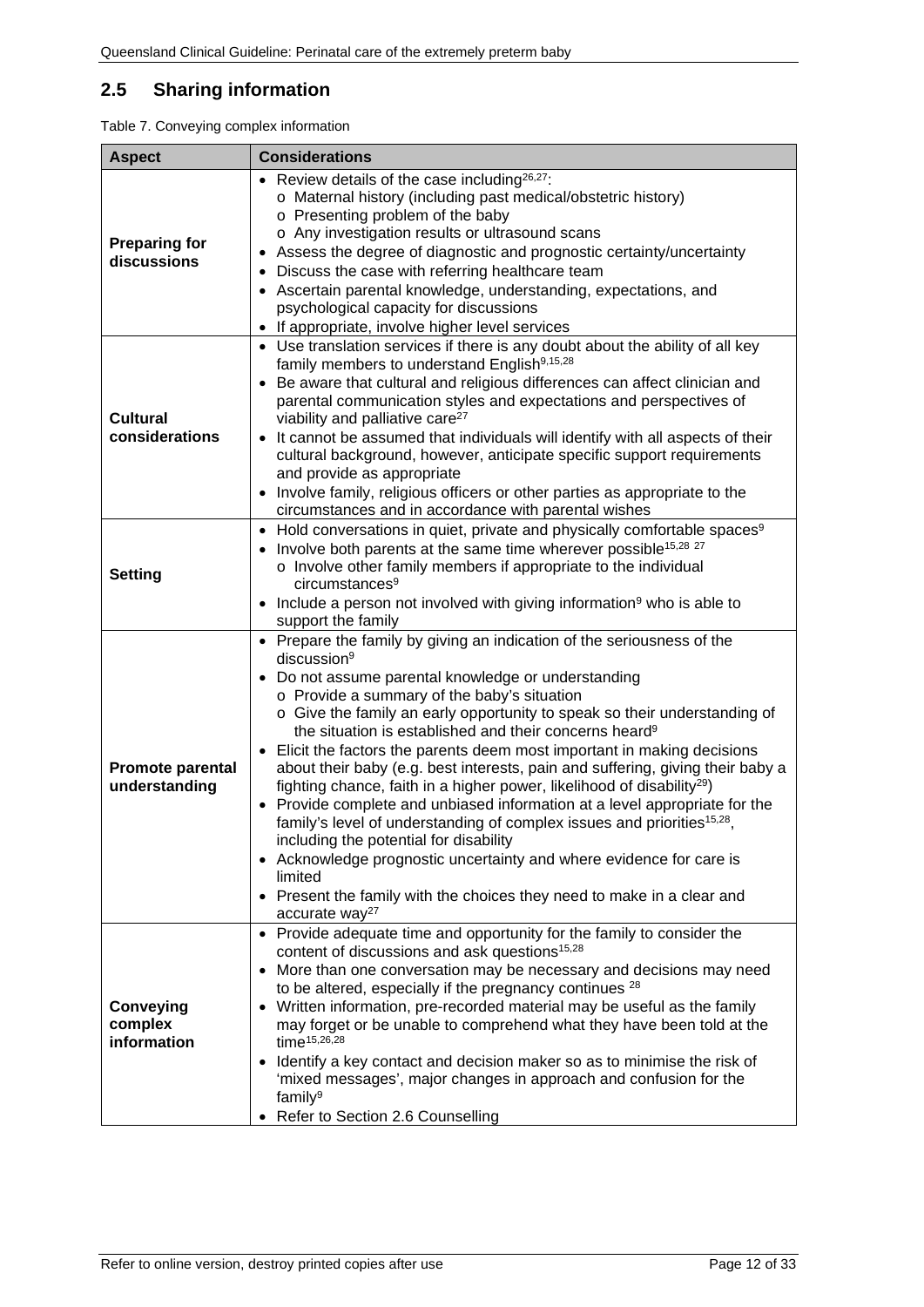## 2.5 Sharing information

Table 7. Conveying complex information

| Aspect | Considerations |
|---|---|
| **Preparing for discussions** | • Review details of the case including[26,27]:<br>o Maternal history (including past medical/obstetric history)<br>o Presenting problem of the baby<br>o Any investigation results or ultrasound scans<br>• Assess the degree of diagnostic and prognostic certainty/uncertainty<br>• Discuss the case with referring healthcare team<br>• Ascertain parental knowledge, understanding, expectations, and psychological capacity for discussions<br>• If appropriate, involve higher level services |
| **Cultural considerations** | • Use translation services if there is any doubt about the ability of all key family members to understand English[9,15,28]<br>• Be aware that cultural and religious differences can affect clinician and parental communication styles and expectations and perspectives of viability and palliative care[27]<br>• It cannot be assumed that individuals will identify with all aspects of their cultural background, however, anticipate specific support requirements and provide as appropriate<br>• Involve family, religious officers or other parties as appropriate to the circumstances and in accordance with parental wishes |
| **Setting** | • Hold conversations in quiet, private and physically comfortable spaces[9]<br>• Involve both parents at the same time wherever possible[15,28 27]<br>o Involve other family members if appropriate to the individual circumstances[9]<br>• Include a person not involved with giving information[9] who is able to support the family |
| **Promote parental understanding** | • Prepare the family by giving an indication of the seriousness of the discussion[9]<br>• Do not assume parental knowledge or understanding<br>o Provide a summary of the baby's situation<br>o Give the family an early opportunity to speak so their understanding of the situation is established and their concerns heard[9]<br>• Elicit the factors the parents deem most important in making decisions about their baby (e.g. best interests, pain and suffering, giving their baby a fighting chance, faith in a higher power, likelihood of disability[29])<br>• Provide complete and unbiased information at a level appropriate for the family's level of understanding of complex issues and priorities[15,28], including the potential for disability<br>• Acknowledge prognostic uncertainty and where evidence for care is limited<br>• Present the family with the choices they need to make in a clear and accurate way[27] |
| **Conveying complex information** | • Provide adequate time and opportunity for the family to consider the content of discussions and ask questions[15,28]<br>• More than one conversation may be necessary and decisions may need to be altered, especially if the pregnancy continues [28]<br>• Written information, pre-recorded material may be useful as the family may forget or be unable to comprehend what they have been told at the time[15,26,28]<br>• Identify a key contact and decision maker so as to minimise the risk of 'mixed messages', major changes in approach and confusion for the family[9]<br>• Refer to Section 2.6 Counselling |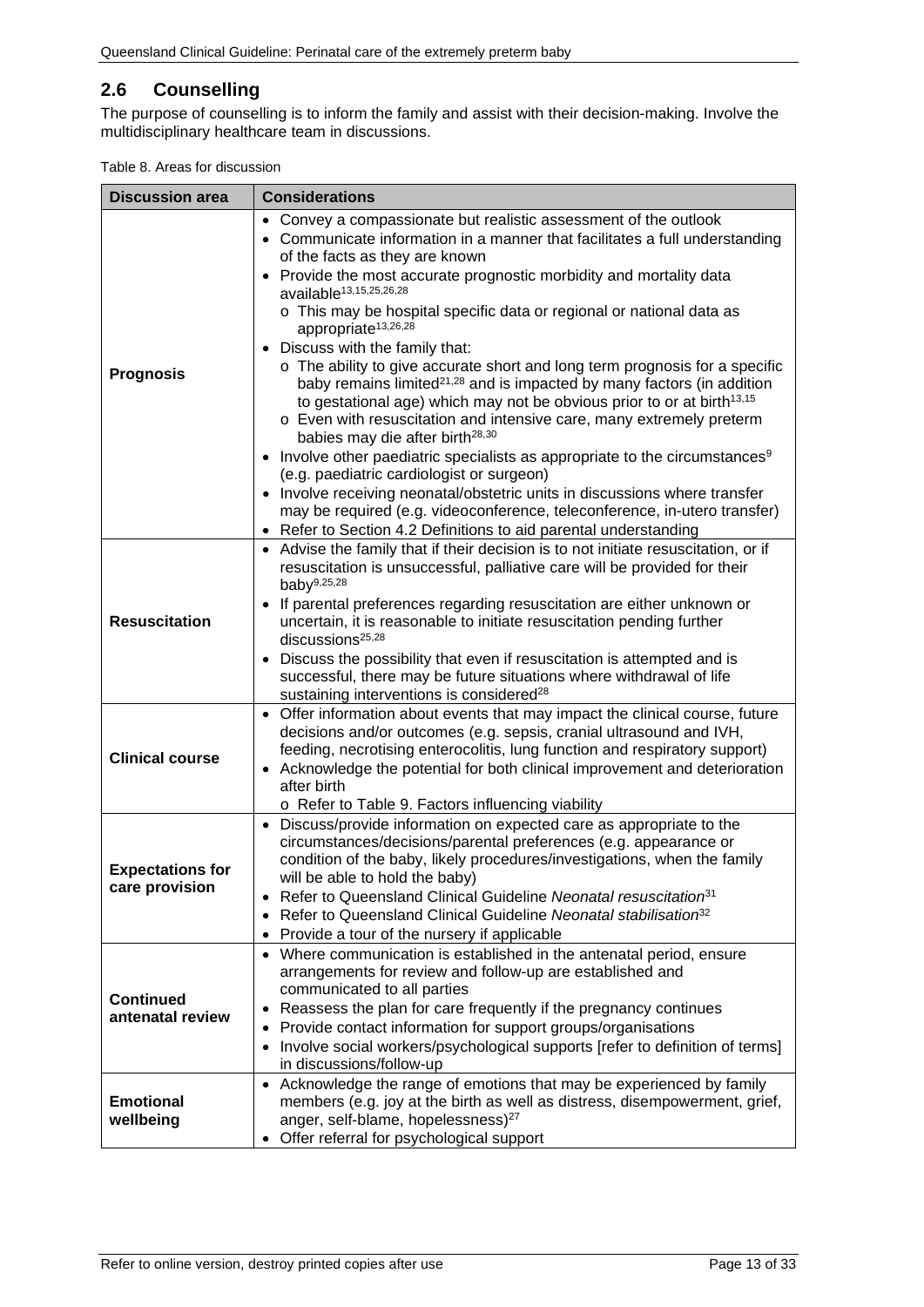## 2.6 Counselling

The purpose of counselling is to inform the family and assist with their decision-making. Involve the multidisciplinary healthcare team in discussions.

Table 8. Areas for discussion

| Discussion area | Considerations |
|---|---|
| **Prognosis** | • Convey a compassionate but realistic assessment of the outlook<br>• Communicate information in a manner that facilitates a full understanding of the facts as they are known<br>• Provide the most accurate prognostic morbidity and mortality data available[13,15,25,26,28]<br>  o This may be hospital specific data or regional or national data as appropriate[13,26,28]<br>• Discuss with the family that:<br>  o The ability to give accurate short and long term prognosis for a specific baby remains limited[21,28] and is impacted by many factors (in addition to gestational age) which may not be obvious prior to or at birth[13,15]<br>  o Even with resuscitation and intensive care, many extremely preterm babies may die after birth[28,30]<br>• Involve other paediatric specialists as appropriate to the circumstances[9] (e.g. paediatric cardiologist or surgeon)<br>• Involve receiving neonatal/obstetric units in discussions where transfer may be required (e.g. videoconference, teleconference, in-utero transfer)<br>• Refer to Section 4.2 Definitions to aid parental understanding |
| **Resuscitation** | • Advise the family that if their decision is to not initiate resuscitation, or if resuscitation is unsuccessful, palliative care will be provided for their baby[9,25,28]<br>• If parental preferences regarding resuscitation are either unknown or uncertain, it is reasonable to initiate resuscitation pending further discussions[25,28]<br>• Discuss the possibility that even if resuscitation is attempted and is successful, there may be future situations where withdrawal of life sustaining interventions is considered[28] |
| **Clinical course** | • Offer information about events that may impact the clinical course, future decisions and/or outcomes (e.g. sepsis, cranial ultrasound and IVH, feeding, necrotising enterocolitis, lung function and respiratory support)<br>• Acknowledge the potential for both clinical improvement and deterioration after birth<br>  o Refer to Table 9. Factors influencing viability |
| **Expectations for care provision** | • Discuss/provide information on expected care as appropriate to the circumstances/decisions/parental preferences (e.g. appearance or condition of the baby, likely procedures/investigations, when the family will be able to hold the baby)<br>• Refer to Queensland Clinical Guideline *Neonatal resuscitation*[31]<br>• Refer to Queensland Clinical Guideline *Neonatal stabilisation*[32]<br>• Provide a tour of the nursery if applicable |
| **Continued antenatal review** | • Where communication is established in the antenatal period, ensure arrangements for review and follow-up are established and communicated to all parties<br>• Reassess the plan for care frequently if the pregnancy continues<br>• Provide contact information for support groups/organisations<br>• Involve social workers/psychological supports [refer to definition of terms] in discussions/follow-up |
| **Emotional wellbeing** | • Acknowledge the range of emotions that may be experienced by family members (e.g. joy at the birth as well as distress, disempowerment, grief, anger, self-blame, hopelessness)[27]<br>• Offer referral for psychological support |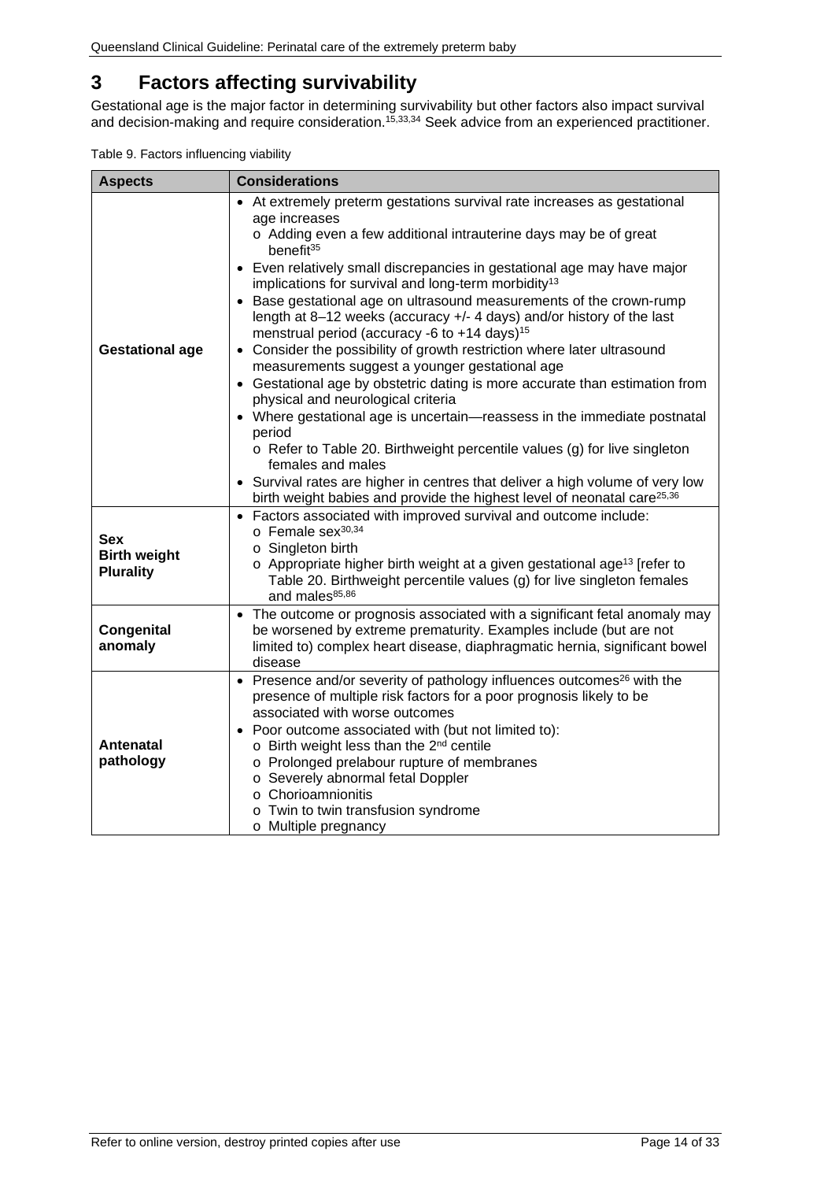# 3 Factors affecting survivability

Gestational age is the major factor in determining survivability but other factors also impact survival and decision-making and require consideration.[15,33,34] Seek advice from an experienced practitioner.

Table 9. Factors influencing viability

| Aspects | Considerations |
|---|---|
| **Gestational age** | • At extremely preterm gestations survival rate increases as gestational age increases<br>  o Adding even a few additional intrauterine days may be of great benefit[35]<br>• Even relatively small discrepancies in gestational age may have major implications for survival and long-term morbidity[13]<br>• Base gestational age on ultrasound measurements of the crown-rump length at 8–12 weeks (accuracy +/- 4 days) and/or history of the last menstrual period (accuracy -6 to +14 days)[15]<br>• Consider the possibility of growth restriction where later ultrasound measurements suggest a younger gestational age<br>• Gestational age by obstetric dating is more accurate than estimation from physical and neurological criteria<br>• Where gestational age is uncertain—reassess in the immediate postnatal period<br>  o Refer to Table 20. Birthweight percentile values (g) for live singleton females and males<br>• Survival rates are higher in centres that deliver a high volume of very low birth weight babies and provide the highest level of neonatal care[25,36] |
| **Sex**<br>**Birth weight**<br>**Plurality** | • Factors associated with improved survival and outcome include:<br>  o Female sex[30,34]<br>  o Singleton birth<br>  o Appropriate higher birth weight at a given gestational age[13] [refer to Table 20. Birthweight percentile values (g) for live singleton females and males[85,86] |
| **Congenital anomaly** | • The outcome or prognosis associated with a significant fetal anomaly may be worsened by extreme prematurity. Examples include (but are not limited to) complex heart disease, diaphragmatic hernia, significant bowel disease |
| **Antenatal pathology** | • Presence and/or severity of pathology influences outcomes[26] with the presence of multiple risk factors for a poor prognosis likely to be associated with worse outcomes<br>• Poor outcome associated with (but not limited to):<br>  o Birth weight less than the 2nd centile<br>  o Prolonged prelabour rupture of membranes<br>  o Severely abnormal fetal Doppler<br>  o Chorioamnionitis<br>  o Twin to twin transfusion syndrome<br>  o Multiple pregnancy |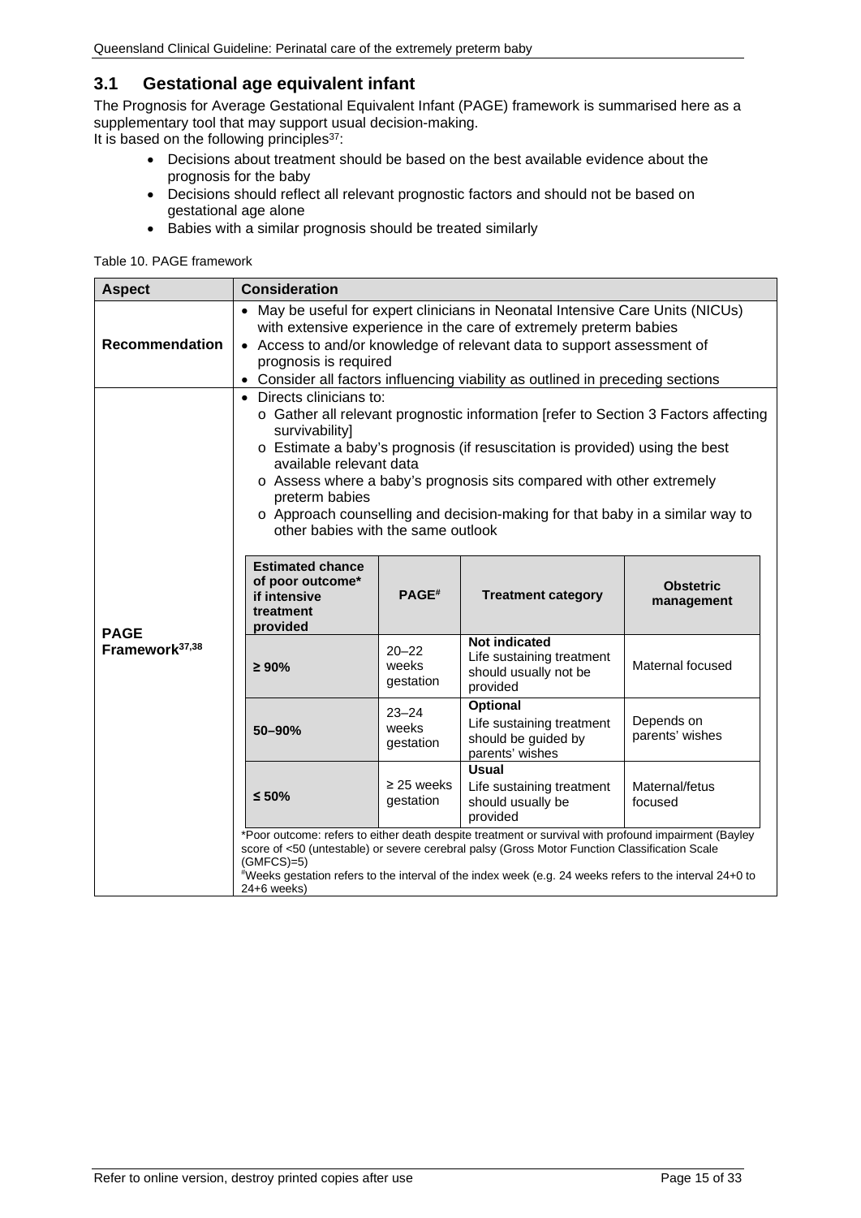## 3.1 Gestational age equivalent infant

The Prognosis for Average Gestational Equivalent Infant (PAGE) framework is summarised here as a supplementary tool that may support usual decision-making.
It is based on the following principles[37]:

- Decisions about treatment should be based on the best available evidence about the prognosis for the baby
- Decisions should reflect all relevant prognostic factors and should not be based on gestational age alone
- Babies with a similar prognosis should be treated similarly

Table 10. PAGE framework

| Aspect | Consideration |
|---|---|
| **Recommendation** | • May be useful for expert clinicians in Neonatal Intensive Care Units (NICUs) with extensive experience in the care of extremely preterm babies<br>• Access to and/or knowledge of relevant data to support assessment of prognosis is required<br>• Consider all factors influencing viability as outlined in preceding sections |
| **PAGE Framework[37,38]** | • Directs clinicians to:<br>o Gather all relevant prognostic information [refer to Section 3 Factors affecting survivability]<br>o Estimate a baby's prognosis (if resuscitation is provided) using the best available relevant data<br>o Assess where a baby's prognosis sits compared with other extremely preterm babies<br>o Approach counselling and decision-making for that baby in a similar way to other babies with the same outlook |

| Estimated chance of poor outcome* if intensive treatment provided | PAGE# | Treatment category | Obstetric management |
|---|---|---|---|
| **≥ 90%** | 20–22 weeks gestation | **Not indicated**<br>Life sustaining treatment should usually not be provided | Maternal focused |
| **50–90%** | 23–24 weeks gestation | **Optional**<br>Life sustaining treatment should be guided by parents' wishes | Depends on parents' wishes |
| **≤ 50%** | ≥ 25 weeks gestation | **Usual**<br>Life sustaining treatment should usually be provided | Maternal/fetus focused |

*Poor outcome: refers to either death despite treatment or survival with profound impairment (Bayley score of <50 (untestable) or severe cerebral palsy (Gross Motor Function Classification Scale (GMFCS)=5)

#Weeks gestation refers to the interval of the index week (e.g. 24 weeks refers to the interval 24+0 to 24+6 weeks)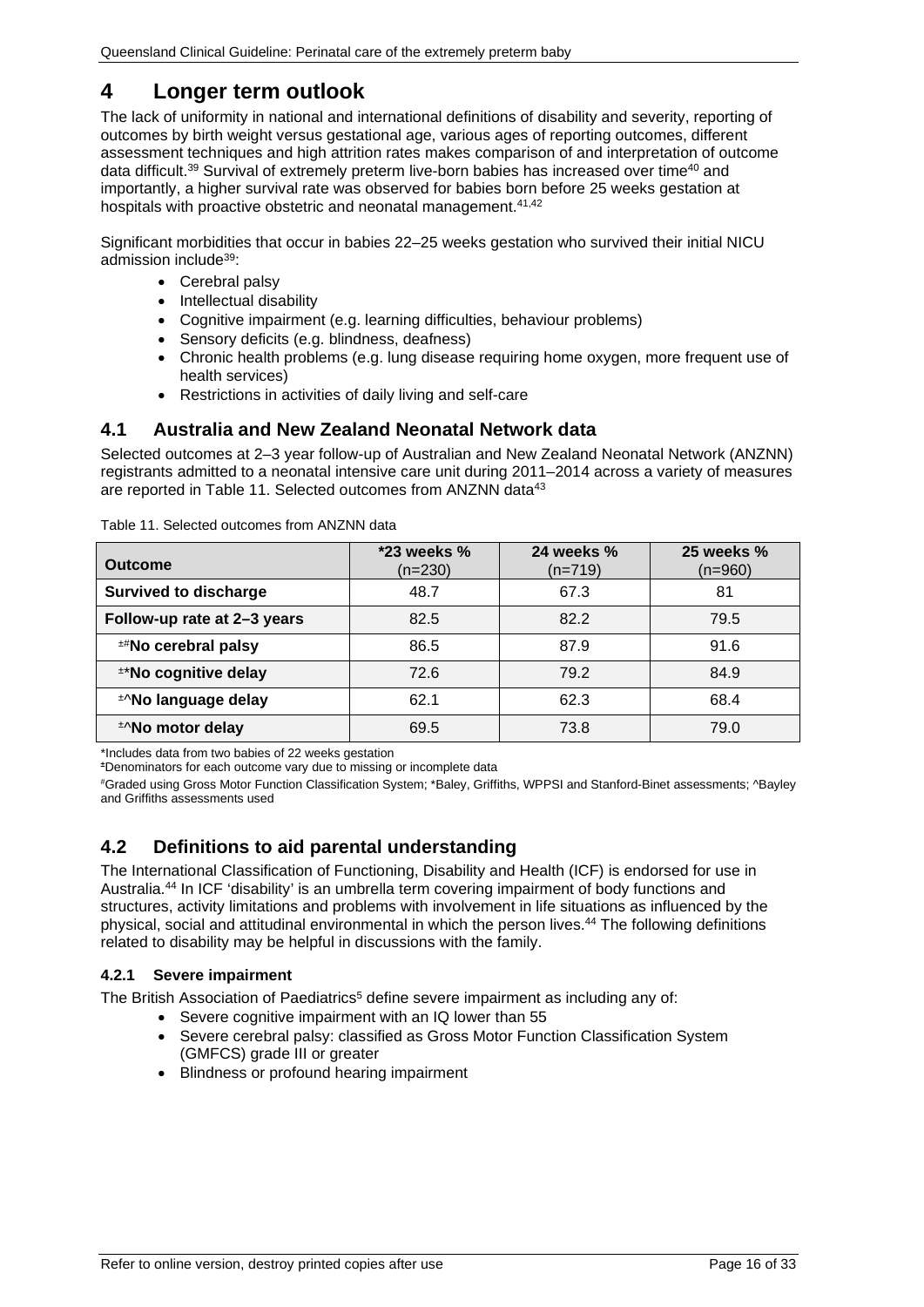# 4 Longer term outlook

The lack of uniformity in national and international definitions of disability and severity, reporting of outcomes by birth weight versus gestational age, various ages of reporting outcomes, different assessment techniques and high attrition rates makes comparison of and interpretation of outcome data difficult.[39] Survival of extremely preterm live-born babies has increased over time[40] and importantly, a higher survival rate was observed for babies born before 25 weeks gestation at hospitals with proactive obstetric and neonatal management.[41,42]

Significant morbidities that occur in babies 22–25 weeks gestation who survived their initial NICU admission include[39]:

- Cerebral palsy
- Intellectual disability
- Cognitive impairment (e.g. learning difficulties, behaviour problems)
- Sensory deficits (e.g. blindness, deafness)
- Chronic health problems (e.g. lung disease requiring home oxygen, more frequent use of health services)
- Restrictions in activities of daily living and self-care

## 4.1 Australia and New Zealand Neonatal Network data

Selected outcomes at 2–3 year follow-up of Australian and New Zealand Neonatal Network (ANZNN) registrants admitted to a neonatal intensive care unit during 2011–2014 across a variety of measures are reported in Table 11. Selected outcomes from ANZNN data[43]

Table 11. Selected outcomes from ANZNN data

| Outcome | *23 weeks % (n=230) | 24 weeks % (n=719) | 25 weeks % (n=960) |
|---|---|---|---|
| **Survived to discharge** | 48.7 | 67.3 | 81 |
| **Follow-up rate at 2–3 years** | 82.5 | 82.2 | 79.5 |
| ±#**No cerebral palsy** | 86.5 | 87.9 | 91.6 |
| ±***No cognitive delay** | 72.6 | 79.2 | 84.9 |
| ±^**No language delay** | 62.1 | 62.3 | 68.4 |
| ±^**No motor delay** | 69.5 | 73.8 | 79.0 |

*Includes data from two babies of 22 weeks gestation
±Denominators for each outcome vary due to missing or incomplete data
#Graded using Gross Motor Function Classification System; *Baley, Griffiths, WPPSI and Stanford-Binet assessments; ^Bayley and Griffiths assessments used

## 4.2 Definitions to aid parental understanding

The International Classification of Functioning, Disability and Health (ICF) is endorsed for use in Australia.[44] In ICF 'disability' is an umbrella term covering impairment of body functions and structures, activity limitations and problems with involvement in life situations as influenced by the physical, social and attitudinal environmental in which the person lives.[44] The following definitions related to disability may be helpful in discussions with the family.

### 4.2.1 Severe impairment

The British Association of Paediatrics[5] define severe impairment as including any of:

- Severe cognitive impairment with an IQ lower than 55
- Severe cerebral palsy: classified as Gross Motor Function Classification System (GMFCS) grade III or greater
- Blindness or profound hearing impairment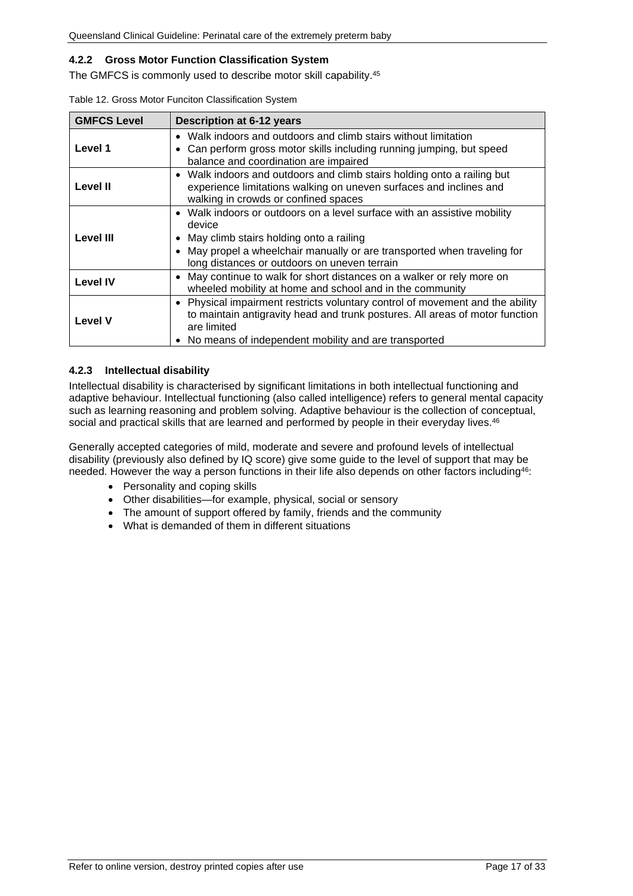### 4.2.2 Gross Motor Function Classification System

The GMFCS is commonly used to describe motor skill capability.[45]

Table 12. Gross Motor Funciton Classification System

| GMFCS Level | Description at 6-12 years |
|---|---|
| **Level 1** | • Walk indoors and outdoors and climb stairs without limitation<br>• Can perform gross motor skills including running jumping, but speed balance and coordination are impaired |
| **Level II** | • Walk indoors and outdoors and climb stairs holding onto a railing but experience limitations walking on uneven surfaces and inclines and walking in crowds or confined spaces |
| **Level III** | • Walk indoors or outdoors on a level surface with an assistive mobility device<br>• May climb stairs holding onto a railing<br>• May propel a wheelchair manually or are transported when traveling for long distances or outdoors on uneven terrain |
| **Level IV** | • May continue to walk for short distances on a walker or rely more on wheeled mobility at home and school and in the community |
| **Level V** | • Physical impairment restricts voluntary control of movement and the ability to maintain antigravity head and trunk postures. All areas of motor function are limited<br>• No means of independent mobility and are transported |

### 4.2.3 Intellectual disability

Intellectual disability is characterised by significant limitations in both intellectual functioning and adaptive behaviour. Intellectual functioning (also called intelligence) refers to general mental capacity such as learning reasoning and problem solving. Adaptive behaviour is the collection of conceptual, social and practical skills that are learned and performed by people in their everyday lives.[46]

Generally accepted categories of mild, moderate and severe and profound levels of intellectual disability (previously also defined by IQ score) give some guide to the level of support that may be needed. However the way a person functions in their life also depends on other factors including[46]:

- Personality and coping skills
- Other disabilities—for example, physical, social or sensory
- The amount of support offered by family, friends and the community
- What is demanded of them in different situations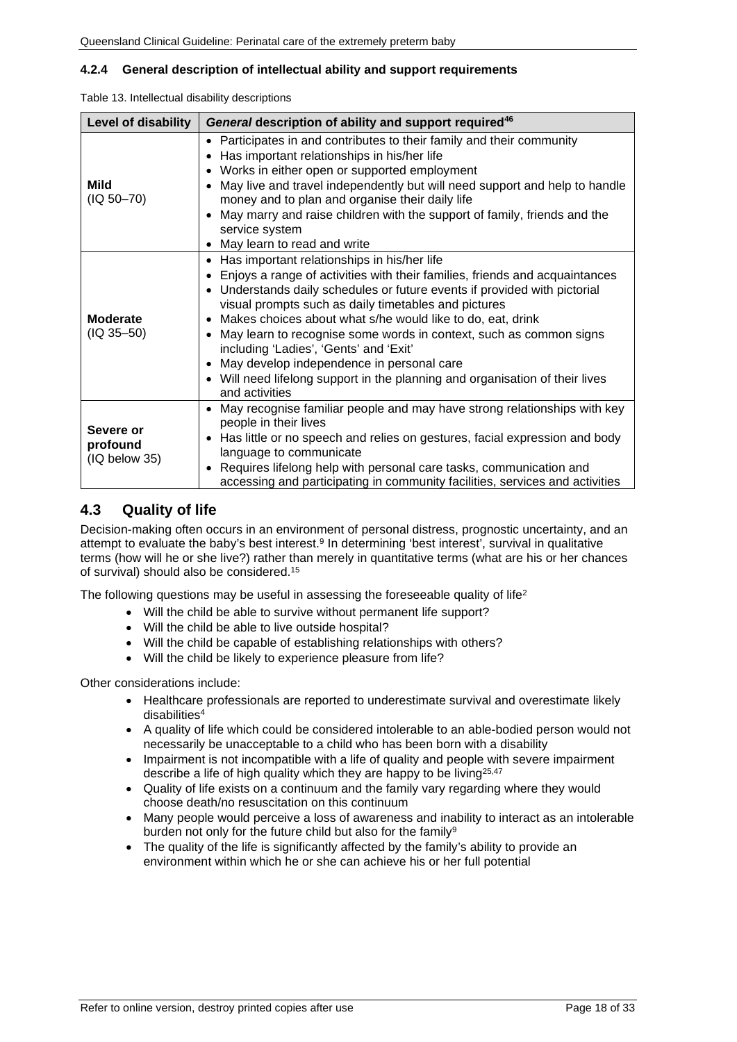### 4.2.4 General description of intellectual ability and support requirements

Table 13. Intellectual disability descriptions

| Level of disability | *General* description of ability and support required[46] |
|---|---|
| **Mild** (IQ 50–70) | • Participates in and contributes to their family and their community<br>• Has important relationships in his/her life<br>• Works in either open or supported employment<br>• May live and travel independently but will need support and help to handle money and to plan and organise their daily life<br>• May marry and raise children with the support of family, friends and the service system<br>• May learn to read and write |
| **Moderate** (IQ 35–50) | • Has important relationships in his/her life<br>• Enjoys a range of activities with their families, friends and acquaintances<br>• Understands daily schedules or future events if provided with pictorial visual prompts such as daily timetables and pictures<br>• Makes choices about what s/he would like to do, eat, drink<br>• May learn to recognise some words in context, such as common signs including 'Ladies', 'Gents' and 'Exit'<br>• May develop independence in personal care<br>• Will need lifelong support in the planning and organisation of their lives and activities |
| **Severe or profound** (IQ below 35) | • May recognise familiar people and may have strong relationships with key people in their lives<br>• Has little or no speech and relies on gestures, facial expression and body language to communicate<br>• Requires lifelong help with personal care tasks, communication and accessing and participating in community facilities, services and activities |

## 4.3 Quality of life

Decision-making often occurs in an environment of personal distress, prognostic uncertainty, and an attempt to evaluate the baby's best interest.[9] In determining 'best interest', survival in qualitative terms (how will he or she live?) rather than merely in quantitative terms (what are his or her chances of survival) should also be considered.[15]

The following questions may be useful in assessing the foreseeable quality of life[2]

- Will the child be able to survive without permanent life support?
- Will the child be able to live outside hospital?
- Will the child be capable of establishing relationships with others?
- Will the child be likely to experience pleasure from life?

Other considerations include:

- Healthcare professionals are reported to underestimate survival and overestimate likely disabilities[4]
- A quality of life which could be considered intolerable to an able-bodied person would not necessarily be unacceptable to a child who has been born with a disability
- Impairment is not incompatible with a life of quality and people with severe impairment describe a life of high quality which they are happy to be living[25,47]
- Quality of life exists on a continuum and the family vary regarding where they would choose death/no resuscitation on this continuum
- Many people would perceive a loss of awareness and inability to interact as an intolerable burden not only for the future child but also for the family[9]
- The quality of the life is significantly affected by the family's ability to provide an environment within which he or she can achieve his or her full potential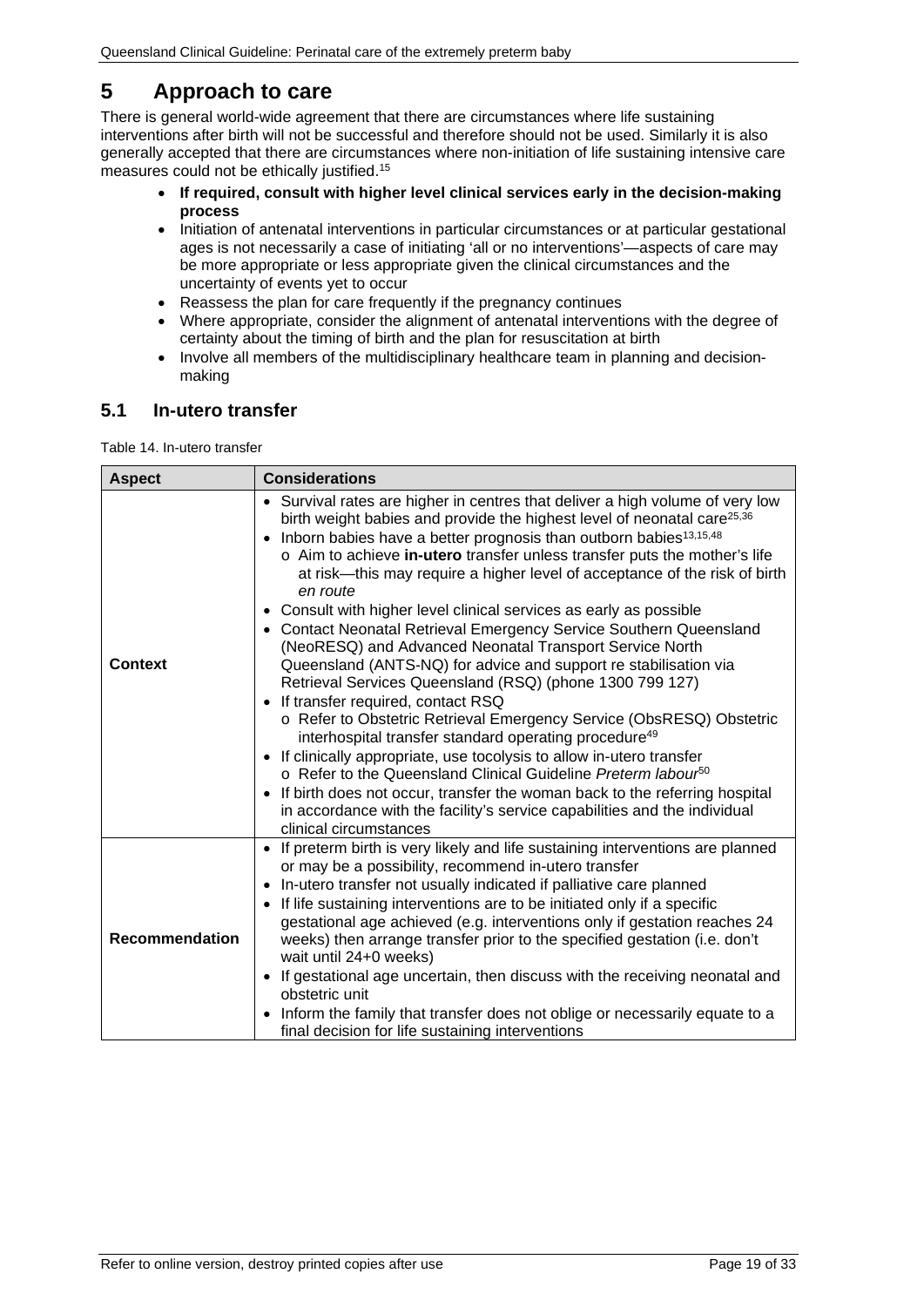# 5 Approach to care

There is general world-wide agreement that there are circumstances where life sustaining interventions after birth will not be successful and therefore should not be used. Similarly it is also generally accepted that there are circumstances where non-initiation of life sustaining intensive care measures could not be ethically justified.[15]

- **If required, consult with higher level clinical services early in the decision-making process**
- Initiation of antenatal interventions in particular circumstances or at particular gestational ages is not necessarily a case of initiating 'all or no interventions'—aspects of care may be more appropriate or less appropriate given the clinical circumstances and the uncertainty of events yet to occur
- Reassess the plan for care frequently if the pregnancy continues
- Where appropriate, consider the alignment of antenatal interventions with the degree of certainty about the timing of birth and the plan for resuscitation at birth
- Involve all members of the multidisciplinary healthcare team in planning and decision-making

## 5.1 In-utero transfer

Table 14. In-utero transfer

| Aspect | Considerations |
|---|---|
| **Context** | • Survival rates are higher in centres that deliver a high volume of very low birth weight babies and provide the highest level of neonatal care[25,36]<br>• Inborn babies have a better prognosis than outborn babies[13,15,48]<br>  o Aim to achieve **in-utero** transfer unless transfer puts the mother's life at risk—this may require a higher level of acceptance of the risk of birth *en route*<br>• Consult with higher level clinical services as early as possible<br>• Contact Neonatal Retrieval Emergency Service Southern Queensland (NeoRESQ) and Advanced Neonatal Transport Service North Queensland (ANTS-NQ) for advice and support re stabilisation via Retrieval Services Queensland (RSQ) (phone 1300 799 127)<br>• If transfer required, contact RSQ<br>  o Refer to Obstetric Retrieval Emergency Service (ObsRESQ) Obstetric interhospital transfer standard operating procedure[49]<br>• If clinically appropriate, use tocolysis to allow in-utero transfer<br>  o Refer to the Queensland Clinical Guideline *Preterm labour*[50]<br>• If birth does not occur, transfer the woman back to the referring hospital in accordance with the facility's service capabilities and the individual clinical circumstances |
| **Recommendation** | • If preterm birth is very likely and life sustaining interventions are planned or may be a possibility, recommend in-utero transfer<br>• In-utero transfer not usually indicated if palliative care planned<br>• If life sustaining interventions are to be initiated only if a specific gestational age achieved (e.g. interventions only if gestation reaches 24 weeks) then arrange transfer prior to the specified gestation (i.e. don't wait until 24+0 weeks)<br>• If gestational age uncertain, then discuss with the receiving neonatal and obstetric unit<br>• Inform the family that transfer does not oblige or necessarily equate to a final decision for life sustaining interventions |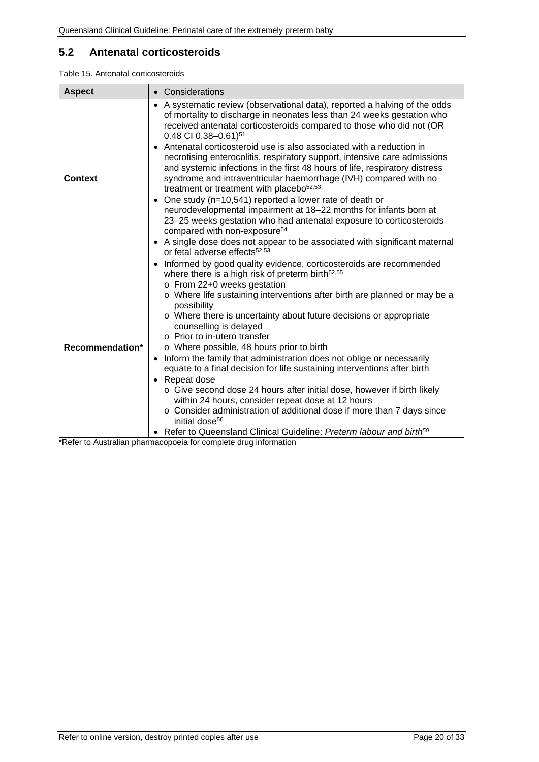## 5.2 Antenatal corticosteroids

Table 15. Antenatal corticosteroids

| Aspect | • Considerations |
| --- | --- |
| **Context** | • A systematic review (observational data), reported a halving of the odds of mortality to discharge in neonates less than 24 weeks gestation who received antenatal corticosteroids compared to those who did not (OR 0.48 CI 0.38–0.61)[51]<br>• Antenatal corticosteroid use is also associated with a reduction in necrotising enterocolitis, respiratory support, intensive care admissions and systemic infections in the first 48 hours of life, respiratory distress syndrome and intraventricular haemorrhage (IVH) compared with no treatment or treatment with placebo[52,53]<br>• One study (n=10,541) reported a lower rate of death or neurodevelopmental impairment at 18–22 months for infants born at 23–25 weeks gestation who had antenatal exposure to corticosteroids compared with non-exposure[54]<br>• A single dose does not appear to be associated with significant maternal or fetal adverse effects[52,53] |
| **Recommendation*** | • Informed by good quality evidence, corticosteroids are recommended where there is a high risk of preterm birth[52,55]<br>o From 22+0 weeks gestation<br>o Where life sustaining interventions after birth are planned or may be a possibility<br>o Where there is uncertainty about future decisions or appropriate counselling is delayed<br>o Prior to in-utero transfer<br>o Where possible, 48 hours prior to birth<br>• Inform the family that administration does not oblige or necessarily equate to a final decision for life sustaining interventions after birth<br>• Repeat dose<br>o Give second dose 24 hours after initial dose, however if birth likely within 24 hours, consider repeat dose at 12 hours<br>o Consider administration of additional dose if more than 7 days since initial dose[56]<br>• Refer to Queensland Clinical Guideline: *Preterm labour and birth*[50] |

*Refer to Australian pharmacopoeia for complete drug information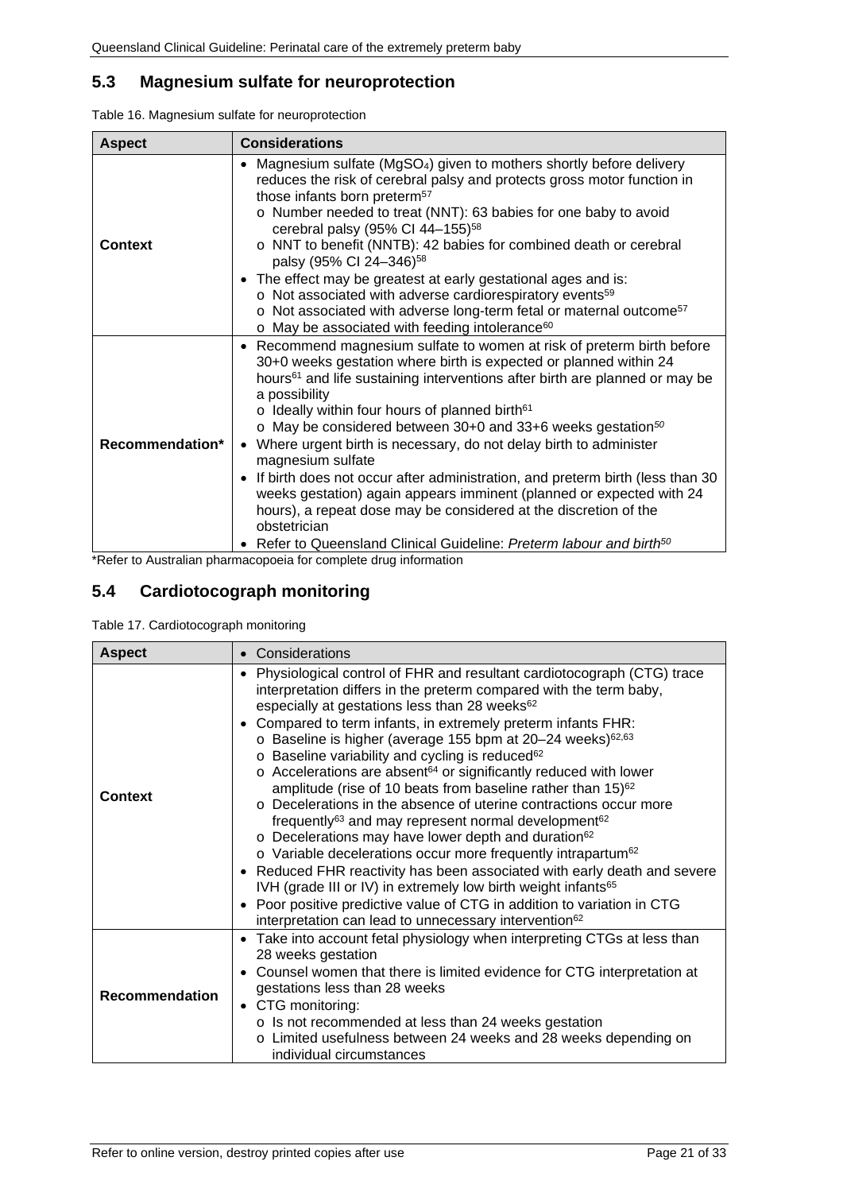## 5.3 Magnesium sulfate for neuroprotection

Table 16. Magnesium sulfate for neuroprotection

| Aspect | Considerations |
|---|---|
| **Context** | • Magnesium sulfate ($MgSO_4$) given to mothers shortly before delivery reduces the risk of cerebral palsy and protects gross motor function in those infants born preterm[57]<br>o Number needed to treat (NNT): 63 babies for one baby to avoid cerebral palsy (95% CI 44–155)[58]<br>o NNT to benefit (NNTB): 42 babies for combined death or cerebral palsy (95% CI 24–346)[58]<br>• The effect may be greatest at early gestational ages and is:<br>o Not associated with adverse cardiorespiratory events[59]<br>o Not associated with adverse long-term fetal or maternal outcome[57]<br>o May be associated with feeding intolerance[60] |
| **Recommendation*** | • Recommend magnesium sulfate to women at risk of preterm birth before 30+0 weeks gestation where birth is expected or planned within 24 hours[61] and life sustaining interventions after birth are planned or may be a possibility<br>o Ideally within four hours of planned birth[61]<br>o May be considered between 30+0 and 33+6 weeks gestation[50]<br>• Where urgent birth is necessary, do not delay birth to administer magnesium sulfate<br>• If birth does not occur after administration, and preterm birth (less than 30 weeks gestation) again appears imminent (planned or expected with 24 hours), a repeat dose may be considered at the discretion of the obstetrician<br>• Refer to Queensland Clinical Guideline: *Preterm labour and birth*[50] |

*Refer to Australian pharmacopoeia for complete drug information

## 5.4 Cardiotocograph monitoring

Table 17. Cardiotocograph monitoring

| Aspect | • Considerations |
|---|---|
| **Context** | • Physiological control of FHR and resultant cardiotocograph (CTG) trace interpretation differs in the preterm compared with the term baby, especially at gestations less than 28 weeks[62]<br>• Compared to term infants, in extremely preterm infants FHR:<br>o Baseline is higher (average 155 bpm at 20–24 weeks)[62,63]<br>o Baseline variability and cycling is reduced[62]<br>o Accelerations are absent[64] or significantly reduced with lower amplitude (rise of 10 beats from baseline rather than 15)[62]<br>o Decelerations in the absence of uterine contractions occur more frequently[63] and may represent normal development[62]<br>o Decelerations may have lower depth and duration[62]<br>o Variable decelerations occur more frequently intrapartum[62]<br>• Reduced FHR reactivity has been associated with early death and severe IVH (grade III or IV) in extremely low birth weight infants[65]<br>• Poor positive predictive value of CTG in addition to variation in CTG interpretation can lead to unnecessary intervention[62] |
| **Recommendation** | • Take into account fetal physiology when interpreting CTGs at less than 28 weeks gestation<br>• Counsel women that there is limited evidence for CTG interpretation at gestations less than 28 weeks<br>• CTG monitoring:<br>o Is not recommended at less than 24 weeks gestation<br>o Limited usefulness between 24 weeks and 28 weeks depending on individual circumstances |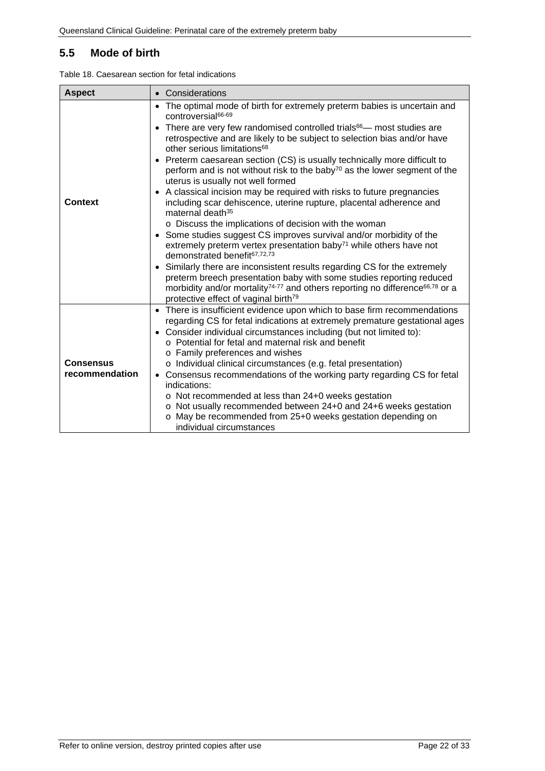## 5.5 Mode of birth

Table 18. Caesarean section for fetal indications

| Aspect | • Considerations |
|---|---|
| **Context** | • The optimal mode of birth for extremely preterm babies is uncertain and controversial[66-69]<br>• There are very few randomised controlled trials[66]— most studies are retrospective and are likely to be subject to selection bias and/or have other serious limitations[68]<br>• Preterm caesarean section (CS) is usually technically more difficult to perform and is not without risk to the baby[70] as the lower segment of the uterus is usually not well formed<br>• A classical incision may be required with risks to future pregnancies including scar dehiscence, uterine rupture, placental adherence and maternal death[35]<br>  o Discuss the implications of decision with the woman<br>• Some studies suggest CS improves survival and/or morbidity of the extremely preterm vertex presentation baby[71] while others have not demonstrated benefit[67,72,73]<br>• Similarly there are inconsistent results regarding CS for the extremely preterm breech presentation baby with some studies reporting reduced morbidity and/or mortality[74-77] and others reporting no difference[66,78] or a protective effect of vaginal birth[79] |
| **Consensus recommendation** | • There is insufficient evidence upon which to base firm recommendations regarding CS for fetal indications at extremely premature gestational ages<br>• Consider individual circumstances including (but not limited to):<br>  o Potential for fetal and maternal risk and benefit<br>  o Family preferences and wishes<br>  o Individual clinical circumstances (e.g. fetal presentation)<br>• Consensus recommendations of the working party regarding CS for fetal indications:<br>  o Not recommended at less than 24+0 weeks gestation<br>  o Not usually recommended between 24+0 and 24+6 weeks gestation<br>  o May be recommended from 25+0 weeks gestation depending on individual circumstances |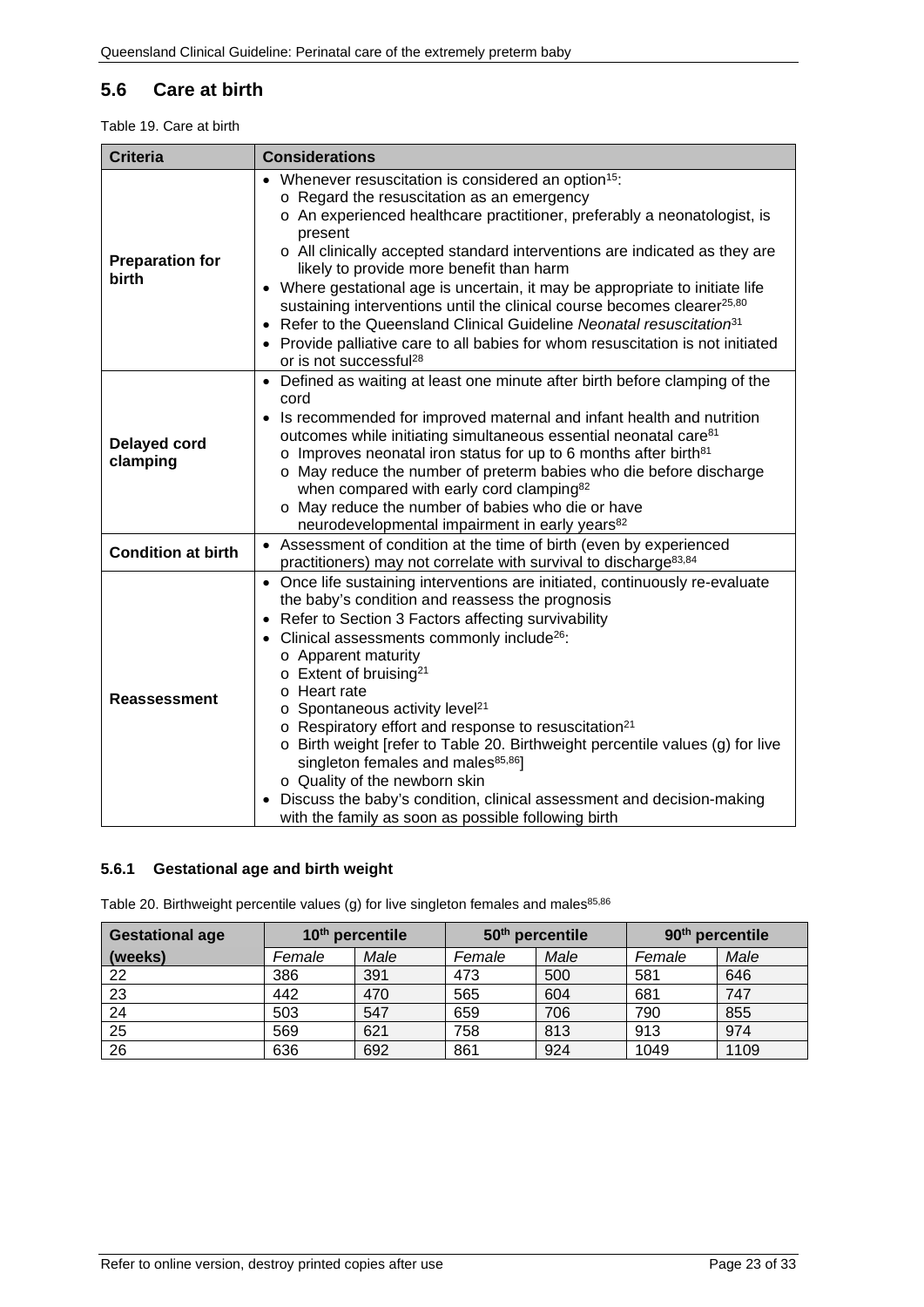## 5.6 Care at birth

Table 19. Care at birth

| Criteria | Considerations |
|---|---|
| **Preparation for birth** | • Whenever resuscitation is considered an option[15]:<br>o Regard the resuscitation as an emergency<br>o An experienced healthcare practitioner, preferably a neonatologist, is present<br>o All clinically accepted standard interventions are indicated as they are likely to provide more benefit than harm<br>• Where gestational age is uncertain, it may be appropriate to initiate life sustaining interventions until the clinical course becomes clearer[25,80]<br>• Refer to the Queensland Clinical Guideline *Neonatal resuscitation*[31]<br>• Provide palliative care to all babies for whom resuscitation is not initiated or is not successful[28] |
| **Delayed cord clamping** | • Defined as waiting at least one minute after birth before clamping of the cord<br>• Is recommended for improved maternal and infant health and nutrition outcomes while initiating simultaneous essential neonatal care[81]<br>o Improves neonatal iron status for up to 6 months after birth[81]<br>o May reduce the number of preterm babies who die before discharge when compared with early cord clamping[82]<br>o May reduce the number of babies who die or have neurodevelopmental impairment in early years[82] |
| **Condition at birth** | • Assessment of condition at the time of birth (even by experienced practitioners) may not correlate with survival to discharge[83,84] |
| **Reassessment** | • Once life sustaining interventions are initiated, continuously re-evaluate the baby's condition and reassess the prognosis<br>• Refer to Section 3 Factors affecting survivability<br>• Clinical assessments commonly include[26]:<br>o Apparent maturity<br>o Extent of bruising[21]<br>o Heart rate<br>o Spontaneous activity level[21]<br>o Respiratory effort and response to resuscitation[21]<br>o Birth weight [refer to Table 20. Birthweight percentile values (g) for live singleton females and males[85,86]]<br>o Quality of the newborn skin<br>• Discuss the baby's condition, clinical assessment and decision-making with the family as soon as possible following birth |

### 5.6.1 Gestational age and birth weight

Table 20. Birthweight percentile values (g) for live singleton females and males[85,86]

| Gestational age | 10th percentile | | 50th percentile | | 90th percentile | |
|---|---|---|---|---|---|---|
| (weeks) | *Female* | *Male* | *Female* | *Male* | *Female* | *Male* |
| 22 | 386 | 391 | 473 | 500 | 581 | 646 |
| 23 | 442 | 470 | 565 | 604 | 681 | 747 |
| 24 | 503 | 547 | 659 | 706 | 790 | 855 |
| 25 | 569 | 621 | 758 | 813 | 913 | 974 |
| 26 | 636 | 692 | 861 | 924 | 1049 | 1109 |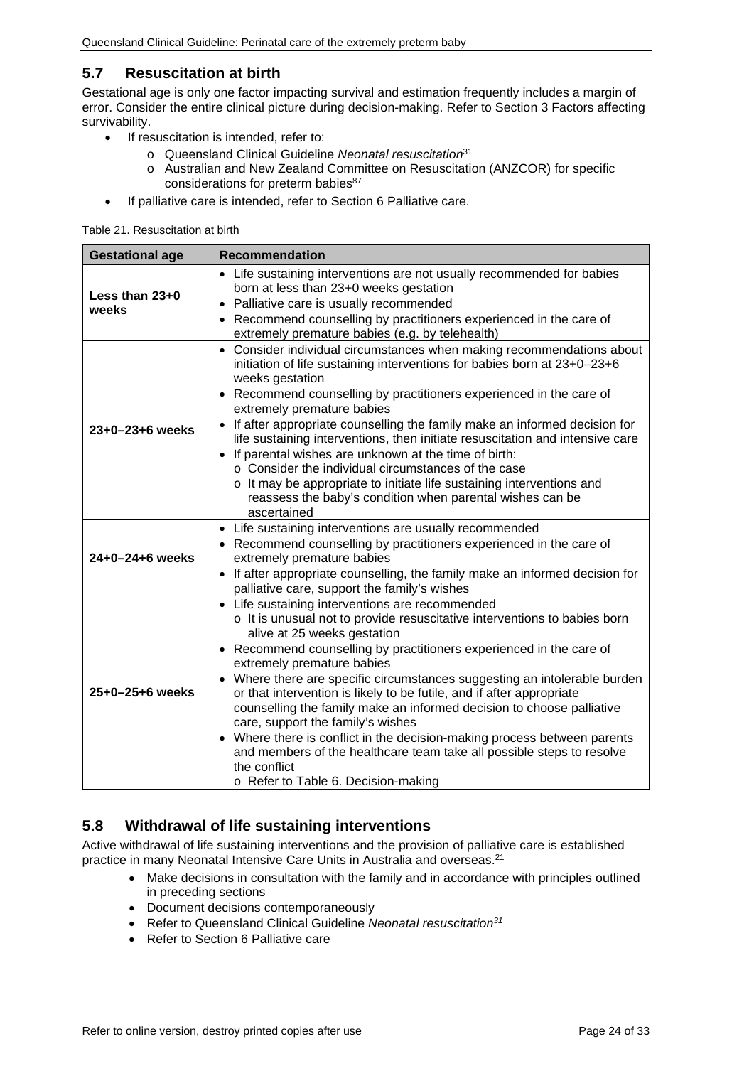## 5.7 Resuscitation at birth

Gestational age is only one factor impacting survival and estimation frequently includes a margin of error. Consider the entire clinical picture during decision-making. Refer to Section 3 Factors affecting survivability.

- If resuscitation is intended, refer to:
  - Queensland Clinical Guideline *Neonatal resuscitation*[31]
  - Australian and New Zealand Committee on Resuscitation (ANZCOR) for specific considerations for preterm babies[87]
- If palliative care is intended, refer to Section 6 Palliative care.

Table 21. Resuscitation at birth

| Gestational age | Recommendation |
|---|---|
| **Less than 23+0 weeks** | • Life sustaining interventions are not usually recommended for babies born at less than 23+0 weeks gestation<br>• Palliative care is usually recommended<br>• Recommend counselling by practitioners experienced in the care of extremely premature babies (e.g. by telehealth) |
| **23+0–23+6 weeks** | • Consider individual circumstances when making recommendations about initiation of life sustaining interventions for babies born at 23+0–23+6 weeks gestation<br>• Recommend counselling by practitioners experienced in the care of extremely premature babies<br>• If after appropriate counselling the family make an informed decision for life sustaining interventions, then initiate resuscitation and intensive care<br>• If parental wishes are unknown at the time of birth:<br>  o Consider the individual circumstances of the case<br>  o It may be appropriate to initiate life sustaining interventions and reassess the baby's condition when parental wishes can be ascertained |
| **24+0–24+6 weeks** | • Life sustaining interventions are usually recommended<br>• Recommend counselling by practitioners experienced in the care of extremely premature babies<br>• If after appropriate counselling, the family make an informed decision for palliative care, support the family's wishes |
| **25+0–25+6 weeks** | • Life sustaining interventions are recommended<br>  o It is unusual not to provide resuscitative interventions to babies born alive at 25 weeks gestation<br>• Recommend counselling by practitioners experienced in the care of extremely premature babies<br>• Where there are specific circumstances suggesting an intolerable burden or that intervention is likely to be futile, and if after appropriate counselling the family make an informed decision to choose palliative care, support the family's wishes<br>• Where there is conflict in the decision-making process between parents and members of the healthcare team take all possible steps to resolve the conflict<br>  o Refer to Table 6. Decision-making |

## 5.8 Withdrawal of life sustaining interventions

Active withdrawal of life sustaining interventions and the provision of palliative care is established practice in many Neonatal Intensive Care Units in Australia and overseas.[21]

- Make decisions in consultation with the family and in accordance with principles outlined in preceding sections
- Document decisions contemporaneously
- Refer to Queensland Clinical Guideline *Neonatal resuscitation*[31]
- Refer to Section 6 Palliative care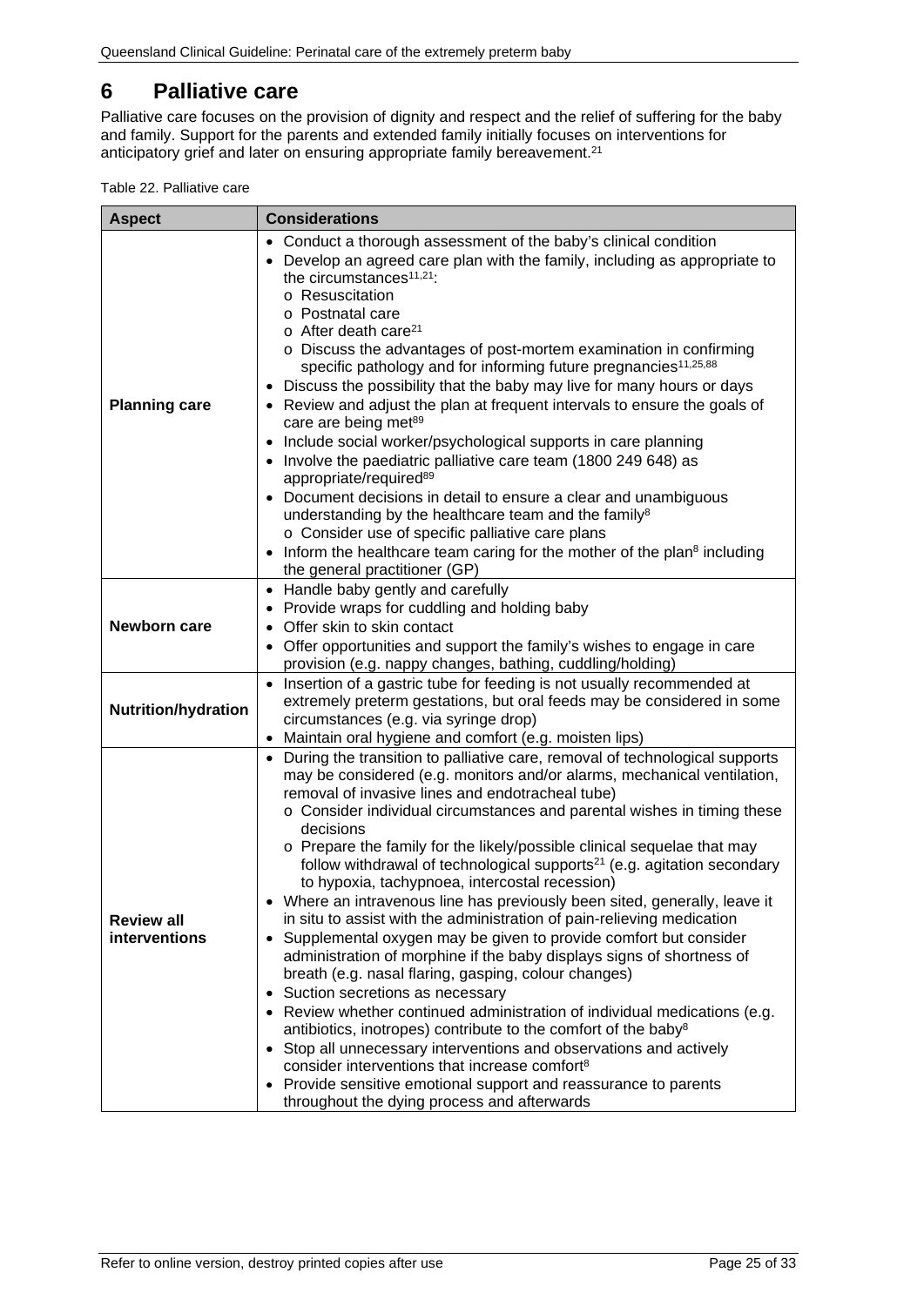# 6 Palliative care

Palliative care focuses on the provision of dignity and respect and the relief of suffering for the baby and family. Support for the parents and extended family initially focuses on interventions for anticipatory grief and later on ensuring appropriate family bereavement.[21]

Table 22. Palliative care

| Aspect | Considerations |
|---|---|
| **Planning care** | • Conduct a thorough assessment of the baby's clinical condition<br>• Develop an agreed care plan with the family, including as appropriate to the circumstances[11,21]:<br>  o Resuscitation<br>  o Postnatal care<br>  o After death care[21]<br>  o Discuss the advantages of post-mortem examination in confirming specific pathology and for informing future pregnancies[11,25,88]<br>• Discuss the possibility that the baby may live for many hours or days<br>• Review and adjust the plan at frequent intervals to ensure the goals of care are being met[89]<br>• Include social worker/psychological supports in care planning<br>• Involve the paediatric palliative care team (1800 249 648) as appropriate/required[89]<br>• Document decisions in detail to ensure a clear and unambiguous understanding by the healthcare team and the family[8]<br>  o Consider use of specific palliative care plans<br>• Inform the healthcare team caring for the mother of the plan[8] including the general practitioner (GP) |
| **Newborn care** | • Handle baby gently and carefully<br>• Provide wraps for cuddling and holding baby<br>• Offer skin to skin contact<br>• Offer opportunities and support the family's wishes to engage in care provision (e.g. nappy changes, bathing, cuddling/holding) |
| **Nutrition/hydration** | • Insertion of a gastric tube for feeding is not usually recommended at extremely preterm gestations, but oral feeds may be considered in some circumstances (e.g. via syringe drop)<br>• Maintain oral hygiene and comfort (e.g. moisten lips) |
| **Review all interventions** | • During the transition to palliative care, removal of technological supports may be considered (e.g. monitors and/or alarms, mechanical ventilation, removal of invasive lines and endotracheal tube)<br>  o Consider individual circumstances and parental wishes in timing these decisions<br>  o Prepare the family for the likely/possible clinical sequelae that may follow withdrawal of technological supports[21] (e.g. agitation secondary to hypoxia, tachypnoea, intercostal recession)<br>• Where an intravenous line has previously been sited, generally, leave it in situ to assist with the administration of pain-relieving medication<br>• Supplemental oxygen may be given to provide comfort but consider administration of morphine if the baby displays signs of shortness of breath (e.g. nasal flaring, gasping, colour changes)<br>• Suction secretions as necessary<br>• Review whether continued administration of individual medications (e.g. antibiotics, inotropes) contribute to the comfort of the baby[8]<br>• Stop all unnecessary interventions and observations and actively consider interventions that increase comfort[8]<br>• Provide sensitive emotional support and reassurance to parents throughout the dying process and afterwards |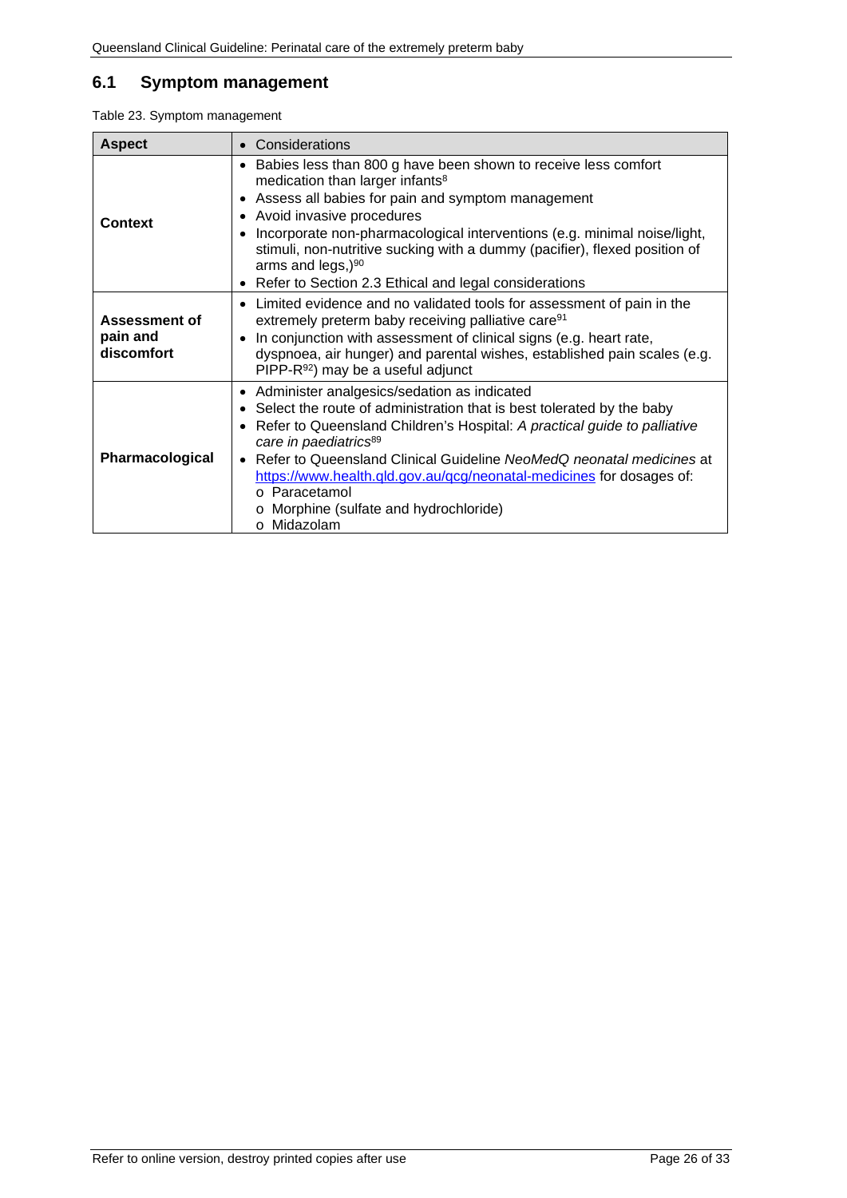## 6.1 Symptom management

Table 23. Symptom management

| Aspect | • Considerations |
|---|---|
| **Context** | • Babies less than 800 g have been shown to receive less comfort medication than larger infants[8]<br>• Assess all babies for pain and symptom management<br>• Avoid invasive procedures<br>• Incorporate non-pharmacological interventions (e.g. minimal noise/light, stimuli, non-nutritive sucking with a dummy (pacifier), flexed position of arms and legs,)[90]<br>• Refer to Section 2.3 Ethical and legal considerations |
| **Assessment of pain and discomfort** | • Limited evidence and no validated tools for assessment of pain in the extremely preterm baby receiving palliative care[91]<br>• In conjunction with assessment of clinical signs (e.g. heart rate, dyspnoea, air hunger) and parental wishes, established pain scales (e.g. PIPP-R[92]) may be a useful adjunct |
| **Pharmacological** | • Administer analgesics/sedation as indicated<br>• Select the route of administration that is best tolerated by the baby<br>• Refer to Queensland Children's Hospital: *A practical guide to palliative care in paediatrics*[89]<br>• Refer to Queensland Clinical Guideline *NeoMedQ neonatal medicines* at https://www.health.qld.gov.au/qcg/neonatal-medicines for dosages of:<br>  o Paracetamol<br>  o Morphine (sulfate and hydrochloride)<br>  o Midazolam |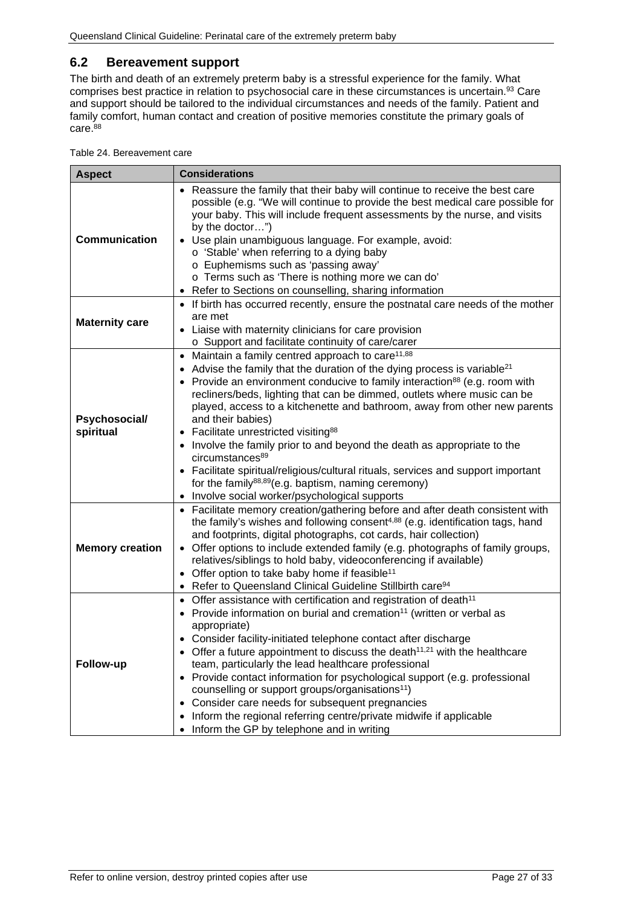## 6.2 Bereavement support

The birth and death of an extremely preterm baby is a stressful experience for the family. What comprises best practice in relation to psychosocial care in these circumstances is uncertain.[93] Care and support should be tailored to the individual circumstances and needs of the family. Patient and family comfort, human contact and creation of positive memories constitute the primary goals of care.[88]

Table 24. Bereavement care

| Aspect | Considerations |
|---|---|
| **Communication** | • Reassure the family that their baby will continue to receive the best care possible (e.g. "We will continue to provide the best medical care possible for your baby. This will include frequent assessments by the nurse, and visits by the doctor…")<br>• Use plain unambiguous language. For example, avoid:<br>  o 'Stable' when referring to a dying baby<br>  o Euphemisms such as 'passing away'<br>  o Terms such as 'There is nothing more we can do'<br>• Refer to Sections on counselling, sharing information |
| **Maternity care** | • If birth has occurred recently, ensure the postnatal care needs of the mother are met<br>• Liaise with maternity clinicians for care provision<br>  o Support and facilitate continuity of care/carer |
| **Psychosocial/ spiritual** | • Maintain a family centred approach to care[11,88]<br>• Advise the family that the duration of the dying process is variable[21]<br>• Provide an environment conducive to family interaction[88] (e.g. room with recliners/beds, lighting that can be dimmed, outlets where music can be played, access to a kitchenette and bathroom, away from other new parents and their babies)<br>• Facilitate unrestricted visiting[88]<br>• Involve the family prior to and beyond the death as appropriate to the circumstances[89]<br>• Facilitate spiritual/religious/cultural rituals, services and support important for the family[88,89](e.g. baptism, naming ceremony)<br>• Involve social worker/psychological supports |
| **Memory creation** | • Facilitate memory creation/gathering before and after death consistent with the family's wishes and following consent[4,88] (e.g. identification tags, hand and footprints, digital photographs, cot cards, hair collection)<br>• Offer options to include extended family (e.g. photographs of family groups, relatives/siblings to hold baby, videoconferencing if available)<br>• Offer option to take baby home if feasible[11]<br>• Refer to Queensland Clinical Guideline Stillbirth care[94] |
| **Follow-up** | • Offer assistance with certification and registration of death[11]<br>• Provide information on burial and cremation[11] (written or verbal as appropriate)<br>• Consider facility-initiated telephone contact after discharge<br>• Offer a future appointment to discuss the death[11,21] with the healthcare team, particularly the lead healthcare professional<br>• Provide contact information for psychological support (e.g. professional counselling or support groups/organisations[11])<br>• Consider care needs for subsequent pregnancies<br>• Inform the regional referring centre/private midwife if applicable<br>• Inform the GP by telephone and in writing |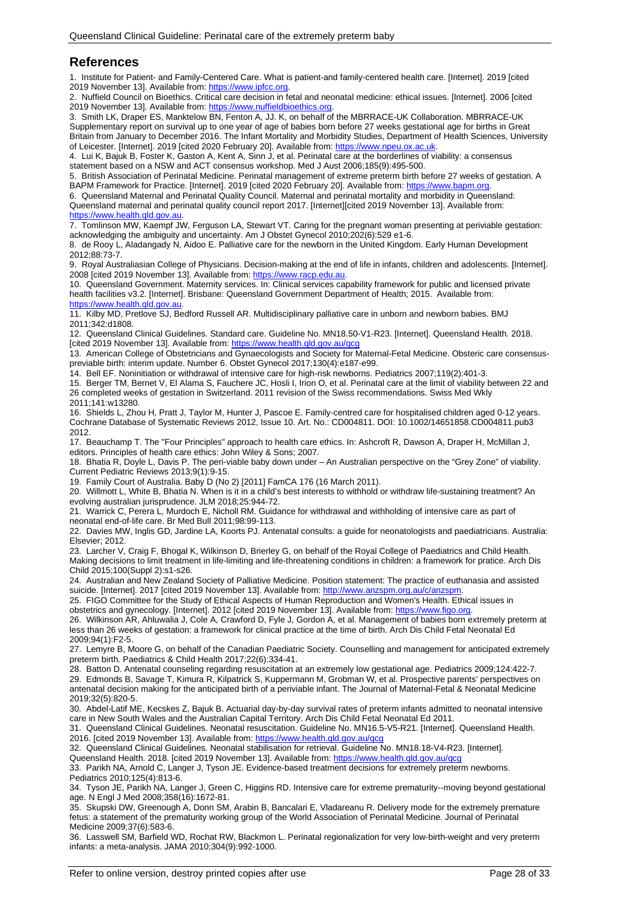## References

1. Institute for Patient- and Family-Centered Care. What is patient-and family-centered health care. [Internet]. 2019 [cited 2019 November 13]. Available from: https://www.ipfcc.org.
2. Nuffield Council on Bioethics. Critical care decision in fetal and neonatal medicine: ethical issues. [Internet]. 2006 [cited 2019 November 13]. Available from: https://www.nuffieldbioethics.org.
3. Smith LK, Draper ES, Manktelow BN, Fenton A, JJ. K, on behalf of the MBRRACE-UK Collaboration. MBRRACE-UK Supplementary report on survival up to one year of age of babies born before 27 weeks gestational age for births in Great Britain from January to December 2016. The Infant Mortality and Morbidity Studies, Department of Health Sciences, University of Leicester. [Internet]. 2019 [cited 2020 February 20]. Available from: https://www.npeu.ox.ac.uk.
4. Lui K, Bajuk B, Foster K, Gaston A, Kent A, Sinn J, et al. Perinatal care at the borderlines of viability: a consensus statement based on a NSW and ACT consensus workshop. Med J Aust 2006;185(9):495-500.
5. British Association of Perinatal Medicine. Perinatal management of extreme preterm birth before 27 weeks of gestation. A BAPM Framework for Practice. [Internet]. 2019 [cited 2020 February 20]. Available from: https://www.bapm.org.
6. Queensland Maternal and Perinatal Quality Council. Maternal and perinatal mortality and morbidity in Queensland: Queensland maternal and perinatal quality council report 2017. [Internet][cited 2019 November 13]. Available from: https://www.health.qld.gov.au.
7. Tomlinson MW, Kaempf JW, Ferguson LA, Stewart VT. Caring for the pregnant woman presenting at periviable gestation: acknowledging the ambiguity and uncertainty. Am J Obstet Gynecol 2010;202(6):529 e1-6.
8. de Rooy L, Aladangady N, Aidoo E. Palliative care for the newborn in the United Kingdom. Early Human Development 2012;88:73-7.
9. Royal Australiasian College of Physicians. Decision-making at the end of life in infants, children and adolescents. [Internet]. 2008 [cited 2019 November 13]. Available from: https://www.racp.edu.au.
10. Queensland Government. Maternity services. In: Clinical services capability framework for public and licensed private health facilities v3.2. [Internet]. Brisbane: Queensland Government Department of Health; 2015. Available from: https://www.health.qld.gov.au.
11. Kilby MD, Pretlove SJ, Bedford Russell AR. Multidisciplinary palliative care in unborn and newborn babies. BMJ 2011;342:d1808.
12. Queensland Clinical Guidelines. Standard care. Guideline No. MN18.50-V1-R23. [Internet]. Queensland Health. 2018. [cited 2019 November 13]. Available from: https://www.health.qld.gov.au/qcg
13. American College of Obstetricians and Gynaecologists and Society for Maternal-Fetal Medicine. Obsteric care consensus-previable birth: interim update. Number 6. Obstet Gynecol 2017;130(4):e187-e99.
14. Bell EF. Noninitiation or withdrawal of intensive care for high-risk newborns. Pediatrics 2007;119(2):401-3.
15. Berger TM, Bernet V, El Alama S, Fauchere JC, Hosli I, Irion O, et al. Perinatal care at the limit of viability between 22 and 26 completed weeks of gestation in Switzerland. 2011 revision of the Swiss recommendations. Swiss Med Wkly 2011;141:w13280.
16. Shields L, Zhou H, Pratt J, Taylor M, Hunter J, Pascoe E. Family-centred care for hospitalised children aged 0-12 years. Cochrane Database of Systematic Reviews 2012, Issue 10. Art. No.: CD004811. DOI: 10.1002/14651858.CD004811.pub3 2012.
17. Beauchamp T. The "Four Principles" approach to health care ethics. In: Ashcroft R, Dawson A, Draper H, McMillan J, editors. Principles of health care ethics: John Wiley & Sons; 2007.
18. Bhatia R, Doyle L, Davis P. The peri-viable baby down under – An Australian perspective on the "Grey Zone" of viability. Current Pediatric Reviews 2013;9(1):9-15.
19. Family Court of Australia. Baby D (No 2) [2011] FamCA 176 (16 March 2011).
20. Willmott L, White B, Bhatia N. When is it in a child's best interests to withhold or withdraw life-sustaining treatment? An evolving australian jurisprudence. JLM 2018;25:944-72.
21. Warrick C, Perera L, Murdoch E, Nicholl RM. Guidance for withdrawal and withholding of intensive care as part of neonatal end-of-life care. Br Med Bull 2011;98:99-113.
22. Davies MW, Inglis GD, Jardine LA, Koorts PJ. Antenatal consults: a guide for neonatologists and paediatricians. Australia: Elsevier; 2012.
23. Larcher V, Craig F, Bhogal K, Wilkinson D, Brierley G, on behalf of the Royal College of Paediatrics and Child Health. Making decisions to limit treatment in life-limiting and life-threatening conditions in children: a framework for pratice. Arch Dis Child 2015;100(Suppl 2):s1-s26.
24. Australian and New Zealand Society of Palliative Medicine. Position statement: The practice of euthanasia and assisted suicide. [Internet]. 2017 [cited 2019 November 13]. Available from: http://www.anzspm.org.au/c/anzspm.
25. FIGO Committee for the Study of Ethical Aspects of Human Reproduction and Women's Health. Ethical issues in obstetrics and gynecology. [Internet]. 2012 [cited 2019 November 13]. Available from: https://www.figo.org.
26. Wilkinson AR, Ahluwalia J, Cole A, Crawford D, Fyle J, Gordon A, et al. Management of babies born extremely preterm at less than 26 weeks of gestation: a framework for clinical practice at the time of birth. Arch Dis Child Fetal Neonatal Ed 2009;94(1):F2-5.
27. Lemyre B, Moore G, on behalf of the Canadian Paediatric Society. Counselling and management for anticipated extremely preterm birth. Paediatrics & Child Health 2017;22(6):334-41.
28. Batton D. Antenatal counseling regarding resuscitation at an extremely low gestational age. Pediatrics 2009;124:422-7.
29. Edmonds B, Savage T, Kimura R, Kilpatrick S, Kuppermann M, Grobman W, et al. Prospective parents' perspectives on antenatal decision making for the anticipated birth of a periviable infant. The Journal of Maternal-Fetal & Neonatal Medicine 2019;32(5):820-5.
30. Abdel-Latif ME, Kecskes Z, Bajuk B. Actuarial day-by-day survival rates of preterm infants admitted to neonatal intensive care in New South Wales and the Australian Capital Territory. Arch Dis Child Fetal Neonatal Ed 2011.
31. Queensland Clinical Guidelines. Neonatal resuscitation. Guideline No. MN16.5-V5-R21. [Internet]. Queensland Health. 2016. [cited 2019 November 13]. Available from: https://www.health.qld.gov.au/qcg
32. Queensland Clinical Guidelines. Neonatal stabilisation for retrieval. Guideline No. MN18.18-V4-R23. [Internet]. Queensland Health. 2018. [cited 2019 November 13]. Available from: https://www.health.qld.gov.au/qcg
33. Parikh NA, Arnold C, Langer J, Tyson JE. Evidence-based treatment decisions for extremely preterm newborns. Pediatrics 2010;125(4):813-6.
34. Tyson JE, Parikh NA, Langer J, Green C, Higgins RD. Intensive care for extreme prematurity--moving beyond gestational age. N Engl J Med 2008;358(16):1672-81.
35. Skupski DW, Greenough A, Donn SM, Arabin B, Bancalari E, Vladareanu R. Delivery mode for the extremely premature fetus: a statement of the prematurity working group of the World Association of Perinatal Medicine. Journal of Perinatal Medicine 2009;37(6):583-6.
36. Lasswell SM, Barfield WD, Rochat RW, Blackmon L. Perinatal regionalization for very low-birth-weight and very preterm infants: a meta-analysis. JAMA 2010;304(9):992-1000.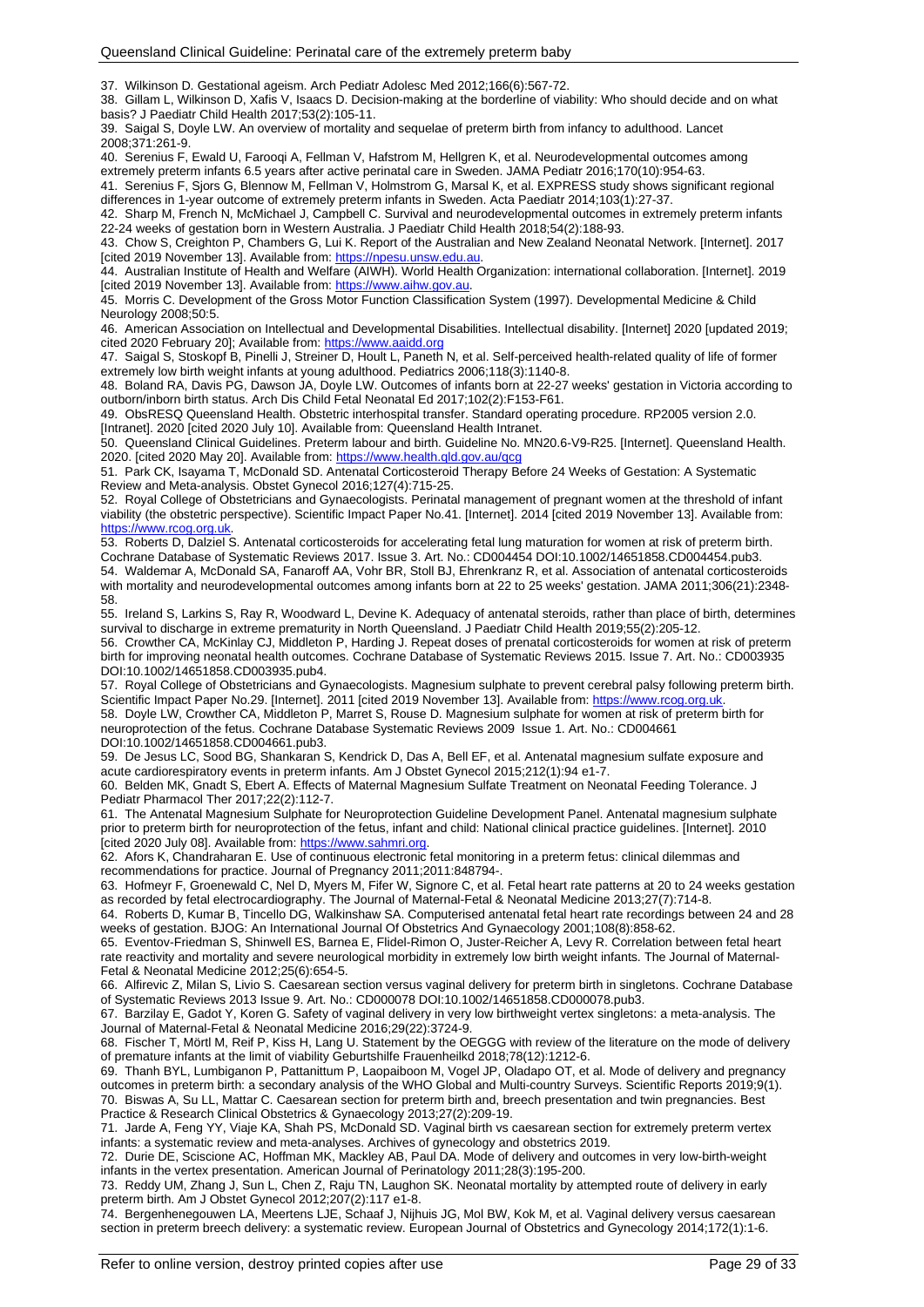37. Wilkinson D. Gestational ageism. Arch Pediatr Adolesc Med 2012;166(6):567-72.
38. Gillam L, Wilkinson D, Xafis V, Isaacs D. Decision-making at the borderline of viability: Who should decide and on what basis? J Paediatr Child Health 2017;53(2):105-11.
39. Saigal S, Doyle LW. An overview of mortality and sequelae of preterm birth from infancy to adulthood. Lancet 2008;371:261-9.
40. Serenius F, Ewald U, Farooqi A, Fellman V, Hafstrom M, Hellgren K, et al. Neurodevelopmental outcomes among extremely preterm infants 6.5 years after active perinatal care in Sweden. JAMA Pediatr 2016;170(10):954-63.
41. Serenius F, Sjors G, Blennow M, Fellman V, Holmstrom G, Marsal K, et al. EXPRESS study shows significant regional differences in 1-year outcome of extremely preterm infants in Sweden. Acta Paediatr 2014;103(1):27-37.
42. Sharp M, French N, McMichael J, Campbell C. Survival and neurodevelopmental outcomes in extremely preterm infants 22-24 weeks of gestation born in Western Australia. J Paediatr Child Health 2018;54(2):188-93.
43. Chow S, Creighton P, Chambers G, Lui K. Report of the Australian and New Zealand Neonatal Network. [Internet]. 2017 [cited 2019 November 13]. Available from: https://npesu.unsw.edu.au.
44. Australian Institute of Health and Welfare (AIWH). World Health Organization: international collaboration. [Internet]. 2019 [cited 2019 November 13]. Available from: https://www.aihw.gov.au.
45. Morris C. Development of the Gross Motor Function Classification System (1997). Developmental Medicine & Child Neurology 2008;50:5.
46. American Association on Intellectual and Developmental Disabilities. Intellectual disability. [Internet] 2020 [updated 2019; cited 2020 February 20]; Available from: https://www.aaidd.org
47. Saigal S, Stoskopf B, Pinelli J, Streiner D, Hoult L, Paneth N, et al. Self-perceived health-related quality of life of former extremely low birth weight infants at young adulthood. Pediatrics 2006;118(3):1140-8.
48. Boland RA, Davis PG, Dawson JA, Doyle LW. Outcomes of infants born at 22-27 weeks' gestation in Victoria according to outborn/inborn birth status. Arch Dis Child Fetal Neonatal Ed 2017;102(2):F153-F61.
49. ObsRESQ Queensland Health. Obstetric interhospital transfer. Standard operating procedure. RP2005 version 2.0. [Intranet]. 2020 [cited 2020 July 10]. Available from: Queensland Health Intranet.
50. Queensland Clinical Guidelines. Preterm labour and birth. Guideline No. MN20.6-V9-R25. [Internet]. Queensland Health. 2020. [cited 2020 May 20]. Available from: https://www.health.qld.gov.au/qcg
51. Park CK, Isayama T, McDonald SD. Antenatal Corticosteroid Therapy Before 24 Weeks of Gestation: A Systematic Review and Meta-analysis. Obstet Gynecol 2016;127(4):715-25.
52. Royal College of Obstetricians and Gynaecologists. Perinatal management of pregnant women at the threshold of infant viability (the obstetric perspective). Scientific Impact Paper No.41. [Internet]. 2014 [cited 2019 November 13]. Available from: https://www.rcog.org.uk.
53. Roberts D, Dalziel S. Antenatal corticosteroids for accelerating fetal lung maturation for women at risk of preterm birth. Cochrane Database of Systematic Reviews 2017. Issue 3. Art. No.: CD004454 DOI:10.1002/14651858.CD004454.pub3.
54. Waldemar A, McDonald SA, Fanaroff AA, Vohr BR, Stoll BJ, Ehrenkranz R, et al. Association of antenatal corticosteroids with mortality and neurodevelopmental outcomes among infants born at 22 to 25 weeks' gestation. JAMA 2011;306(21):2348-58.
55. Ireland S, Larkins S, Ray R, Woodward L, Devine K. Adequacy of antenatal steroids, rather than place of birth, determines survival to discharge in extreme prematurity in North Queensland. J Paediatr Child Health 2019;55(2):205-12.
56. Crowther CA, McKinlay CJ, Middleton P, Harding J. Repeat doses of prenatal corticosteroids for women at risk of preterm birth for improving neonatal health outcomes. Cochrane Database of Systematic Reviews 2015. Issue 7. Art. No.: CD003935 DOI:10.1002/14651858.CD003935.pub4.
57. Royal College of Obstetricians and Gynaecologists. Magnesium sulphate to prevent cerebral palsy following preterm birth. Scientific Impact Paper No.29. [Internet]. 2011 [cited 2019 November 13]. Available from: https://www.rcog.org.uk.
58. Doyle LW, Crowther CA, Middleton P, Marret S, Rouse D. Magnesium sulphate for women at risk of preterm birth for neuroprotection of the fetus. Cochrane Database Systematic Reviews 2009 Issue 1. Art. No.: CD004661 DOI:10.1002/14651858.CD004661.pub3.
59. De Jesus LC, Sood BG, Shankaran S, Kendrick D, Das A, Bell EF, et al. Antenatal magnesium sulfate exposure and acute cardiorespiratory events in preterm infants. Am J Obstet Gynecol 2015;212(1):94 e1-7.
60. Belden MK, Gnadt S, Ebert A. Effects of Maternal Magnesium Sulfate Treatment on Neonatal Feeding Tolerance. J Pediatr Pharmacol Ther 2017;22(2):112-7.
61. The Antenatal Magnesium Sulphate for Neuroprotection Guideline Development Panel. Antenatal magnesium sulphate prior to preterm birth for neuroprotection of the fetus, infant and child: National clinical practice guidelines. [Internet]. 2010 [cited 2020 July 08]. Available from: https://www.sahmri.org.
62. Afors K, Chandraharan E. Use of continuous electronic fetal monitoring in a preterm fetus: clinical dilemmas and recommendations for practice. Journal of Pregnancy 2011;2011:848794-.
63. Hofmeyr F, Groenewald C, Nel D, Myers M, Fifer W, Signore C, et al. Fetal heart rate patterns at 20 to 24 weeks gestation as recorded by fetal electrocardiography. The Journal of Maternal-Fetal & Neonatal Medicine 2013;27(7):714-8.
64. Roberts D, Kumar B, Tincello DG, Walkinshaw SA. Computerised antenatal fetal heart rate recordings between 24 and 28 weeks of gestation. BJOG: An International Journal Of Obstetrics And Gynaecology 2001;108(8):858-62.
65. Eventov-Friedman S, Shinwell ES, Barnea E, Flidel-Rimon O, Juster-Reicher A, Levy R. Correlation between fetal heart rate reactivity and mortality and severe neurological morbidity in extremely low birth weight infants. The Journal of Maternal-Fetal & Neonatal Medicine 2012;25(6):654-5.
66. Alfirevic Z, Milan S, Livio S. Caesarean section versus vaginal delivery for preterm birth in singletons. Cochrane Database of Systematic Reviews 2013 Issue 9. Art. No.: CD000078 DOI:10.1002/14651858.CD000078.pub3.
67. Barzilay E, Gadot Y, Koren G. Safety of vaginal delivery in very low birthweight vertex singletons: a meta-analysis. The Journal of Maternal-Fetal & Neonatal Medicine 2016;29(22):3724-9.
68. Fischer T, Mörtl M, Reif P, Kiss H, Lang U. Statement by the OEGGG with review of the literature on the mode of delivery of premature infants at the limit of viability Geburtshilfe Frauenheilkd 2018;78(12):1212-6.
69. Thanh BYL, Lumbiganon P, Pattanittum P, Laopaiboon M, Vogel JP, Oladapo OT, et al. Mode of delivery and pregnancy outcomes in preterm birth: a secondary analysis of the WHO Global and Multi-country Surveys. Scientific Reports 2019;9(1).
70. Biswas A, Su LL, Mattar C. Caesarean section for preterm birth and, breech presentation and twin pregnancies. Best Practice & Research Clinical Obstetrics & Gynaecology 2013;27(2):209-19.
71. Jarde A, Feng YY, Viaje KA, Shah PS, McDonald SD. Vaginal birth vs caesarean section for extremely preterm vertex infants: a systematic review and meta-analyses. Archives of gynecology and obstetrics 2019.
72. Durie DE, Sciscione AC, Hoffman MK, Mackley AB, Paul DA. Mode of delivery and outcomes in very low-birth-weight infants in the vertex presentation. American Journal of Perinatology 2011;28(3):195-200.
73. Reddy UM, Zhang J, Sun L, Chen Z, Raju TN, Laughon SK. Neonatal mortality by attempted route of delivery in early preterm birth. Am J Obstet Gynecol 2012;207(2):117 e1-8.
74. Bergenhenegouwen LA, Meertens LJE, Schaaf J, Nijhuis JG, Mol BW, Kok M, et al. Vaginal delivery versus caesarean section in preterm breech delivery: a systematic review. European Journal of Obstetrics and Gynecology 2014;172(1):1-6.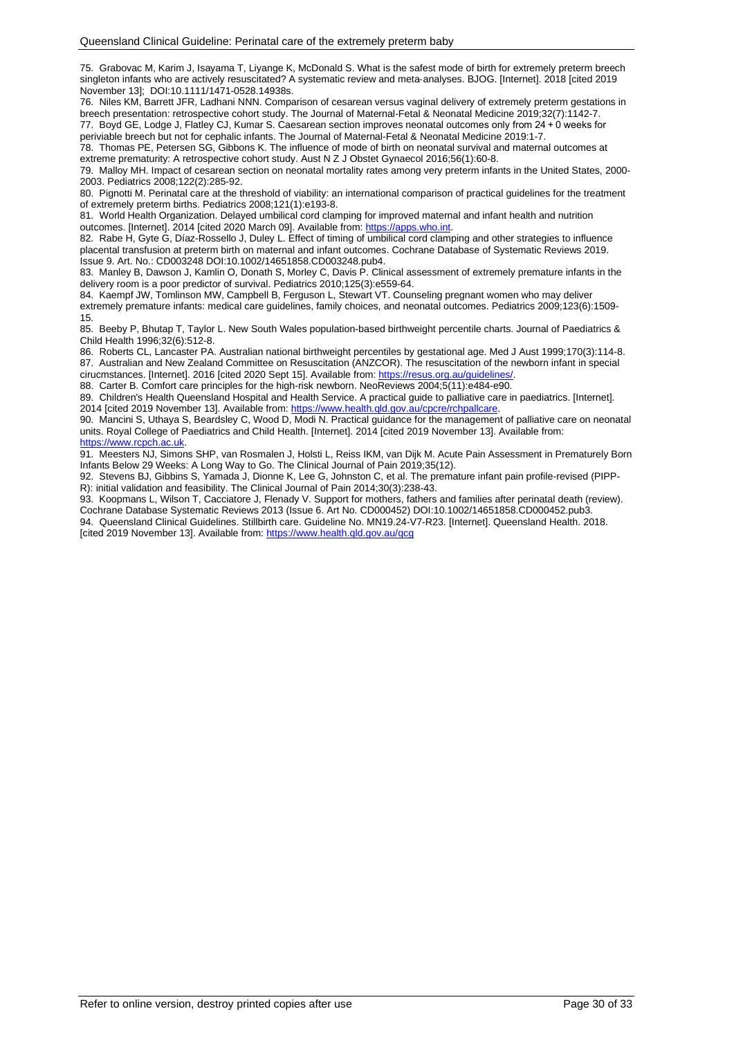75. Grabovac M, Karim J, Isayama T, Liyange K, McDonald S. What is the safest mode of birth for extremely preterm breech singleton infants who are actively resuscitated? A systematic review and meta-analyses. BJOG. [Internet]. 2018 [cited 2019 November 13]; DOI:10.1111/1471-0528.14938s.

76. Niles KM, Barrett JFR, Ladhani NNN. Comparison of cesarean versus vaginal delivery of extremely preterm gestations in breech presentation: retrospective cohort study. The Journal of Maternal-Fetal & Neonatal Medicine 2019;32(7):1142-7.

77. Boyd GE, Lodge J, Flatley CJ, Kumar S. Caesarean section improves neonatal outcomes only from 24 + 0 weeks for periviable breech but not for cephalic infants. The Journal of Maternal-Fetal & Neonatal Medicine 2019:1-7.

78. Thomas PE, Petersen SG, Gibbons K. The influence of mode of birth on neonatal survival and maternal outcomes at extreme prematurity: A retrospective cohort study. Aust N Z J Obstet Gynaecol 2016;56(1):60-8.

79. Malloy MH. Impact of cesarean section on neonatal mortality rates among very preterm infants in the United States, 2000-2003. Pediatrics 2008;122(2):285-92.

80. Pignotti M. Perinatal care at the threshold of viability: an international comparison of practical guidelines for the treatment of extremely preterm births. Pediatrics 2008;121(1):e193-8.

81. World Health Organization. Delayed umbilical cord clamping for improved maternal and infant health and nutrition outcomes. [Internet]. 2014 [cited 2020 March 09]. Available from: https://apps.who.int.

82. Rabe H, Gyte G, Díaz-Rossello J, Duley L. Effect of timing of umbilical cord clamping and other strategies to influence placental transfusion at preterm birth on maternal and infant outcomes. Cochrane Database of Systematic Reviews 2019. Issue 9. Art. No.: CD003248 DOI:10.1002/14651858.CD003248.pub4.

83. Manley B, Dawson J, Kamlin O, Donath S, Morley C, Davis P. Clinical assessment of extremely premature infants in the delivery room is a poor predictor of survival. Pediatrics 2010;125(3):e559-64.

84. Kaempf JW, Tomlinson MW, Campbell B, Ferguson L, Stewart VT. Counseling pregnant women who may deliver extremely premature infants: medical care guidelines, family choices, and neonatal outcomes. Pediatrics 2009;123(6):1509-15.

85. Beeby P, Bhutap T, Taylor L. New South Wales population-based birthweight percentile charts. Journal of Paediatrics & Child Health 1996;32(6):512-8.

86. Roberts CL, Lancaster PA. Australian national birthweight percentiles by gestational age. Med J Aust 1999;170(3):114-8.

87. Australian and New Zealand Committee on Resuscitation (ANZCOR). The resuscitation of the newborn infant in special cirucmstances. [Internet]. 2016 [cited 2020 Sept 15]. Available from: https://resus.org.au/guidelines/.

88. Carter B. Comfort care principles for the high-risk newborn. NeoReviews 2004;5(11):e484-e90.

89. Children's Health Queensland Hospital and Health Service. A practical guide to palliative care in paediatrics. [Internet]. 2014 [cited 2019 November 13]. Available from: https://www.health.qld.gov.au/cpcre/rchpallcare.

90. Mancini S, Uthaya S, Beardsley C, Wood D, Modi N. Practical guidance for the management of palliative care on neonatal units. Royal College of Paediatrics and Child Health. [Internet]. 2014 [cited 2019 November 13]. Available from: https://www.rcpch.ac.uk.

91. Meesters NJ, Simons SHP, van Rosmalen J, Holsti L, Reiss IKM, van Dijk M. Acute Pain Assessment in Prematurely Born Infants Below 29 Weeks: A Long Way to Go. The Clinical Journal of Pain 2019;35(12).

92. Stevens BJ, Gibbins S, Yamada J, Dionne K, Lee G, Johnston C, et al. The premature infant pain profile-revised (PIPP-R): initial validation and feasibility. The Clinical Journal of Pain 2014;30(3):238-43.

93. Koopmans L, Wilson T, Cacciatore J, Flenady V. Support for mothers, fathers and families after perinatal death (review). Cochrane Database Systematic Reviews 2013 (Issue 6. Art No. CD000452) DOI:10.1002/14651858.CD000452.pub3.

94. Queensland Clinical Guidelines. Stillbirth care. Guideline No. MN19.24-V7-R23. [Internet]. Queensland Health. 2018. [cited 2019 November 13]. Available from: https://www.health.qld.gov.au/qcg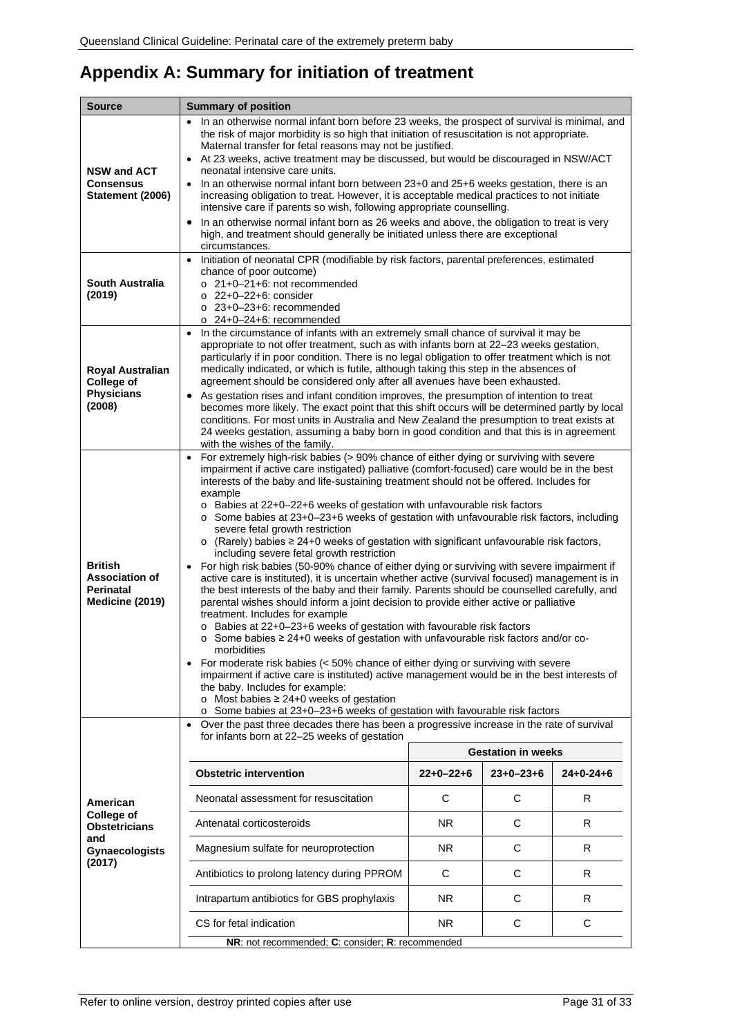# Appendix A: Summary for initiation of treatment

<table>
<tr><th>Source</th><th>Summary of position</th></tr>
<tr><td><b>NSW and ACT Consensus Statement (2006)</b></td><td>
<ul>
<li>In an otherwise normal infant born before 23 weeks, the prospect of survival is minimal, and the risk of major morbidity is so high that initiation of resuscitation is not appropriate. Maternal transfer for fetal reasons may not be justified.</li>
<li>At 23 weeks, active treatment may be discussed, but would be discouraged in NSW/ACT neonatal intensive care units.</li>
<li>In an otherwise normal infant born between 23+0 and 25+6 weeks gestation, there is an increasing obligation to treat. However, it is acceptable medical practices to not initiate intensive care if parents so wish, following appropriate counselling.</li>
<li>In an otherwise normal infant born as 26 weeks and above, the obligation to treat is very high, and treatment should generally be initiated unless there are exceptional circumstances.</li>
</ul>
</td></tr>
<tr><td><b>South Australia (2019)</b></td><td>
<ul>
<li>Initiation of neonatal CPR (modifiable by risk factors, parental preferences, estimated chance of poor outcome)
<ul>
<li>21+0–21+6: not recommended</li>
<li>22+0–22+6: consider</li>
<li>23+0–23+6: recommended</li>
<li>24+0–24+6: recommended</li>
</ul>
</li>
</ul>
</td></tr>
<tr><td><b>Royal Australian College of Physicians (2008)</b></td><td>
<ul>
<li>In the circumstance of infants with an extremely small chance of survival it may be appropriate to not offer treatment, such as with infants born at 22–23 weeks gestation, particularly if in poor condition. There is no legal obligation to offer treatment which is not medically indicated, or which is futile, although taking this step in the absences of agreement should be considered only after all avenues have been exhausted.</li>
<li>As gestation rises and infant condition improves, the presumption of intention to treat becomes more likely. The exact point that this shift occurs will be determined partly by local conditions. For most units in Australia and New Zealand the presumption to treat exists at 24 weeks gestation, assuming a baby born in good condition and that this is in agreement with the wishes of the family.</li>
</ul>
</td></tr>
<tr><td><b>British Association of Perinatal Medicine (2019)</b></td><td>
<ul>
<li>For extremely high-risk babies (&gt; 90% chance of either dying or surviving with severe impairment if active care instigated) palliative (comfort-focused) care would be in the best interests of the baby and life-sustaining treatment should not be offered. Includes for example
<ul>
<li>Babies at 22+0–22+6 weeks of gestation with unfavourable risk factors</li>
<li>Some babies at 23+0–23+6 weeks of gestation with unfavourable risk factors, including severe fetal growth restriction</li>
<li>(Rarely) babies ≥ 24+0 weeks of gestation with significant unfavourable risk factors, including severe fetal growth restriction</li>
</ul>
</li>
<li>For high risk babies (50-90% chance of either dying or surviving with severe impairment if active care is instituted), it is uncertain whether active (survival focused) management is in the best interests of the baby and their family. Parents should be counselled carefully, and parental wishes should inform a joint decision to provide either active or palliative treatment. Includes for example
<ul>
<li>Babies at 22+0–23+6 weeks of gestation with favourable risk factors</li>
<li>Some babies ≥ 24+0 weeks of gestation with unfavourable risk factors and/or co-morbidities</li>
</ul>
</li>
<li>For moderate risk babies (&lt; 50% chance of either dying or surviving with severe impairment if active care is instituted) active management would be in the best interests of the baby. Includes for example:
<ul>
<li>Most babies ≥ 24+0 weeks of gestation</li>
<li>Some babies at 23+0–23+6 weeks of gestation with favourable risk factors</li>
</ul>
</li>
</ul>
</td></tr>
<tr><td><b>American College of Obstetricians and Gynaecologists (2017)</b></td><td>
<ul>
<li>Over the past three decades there has been a progressive increase in the rate of survival for infants born at 22–25 weeks of gestation</li>
</ul>
<table>
<tr><th></th><th colspan="3">Gestation in weeks</th></tr>
<tr><th>Obstetric intervention</th><th>22+0–22+6</th><th>23+0–23+6</th><th>24+0-24+6</th></tr>
<tr><td>Neonatal assessment for resuscitation</td><td>C</td><td>C</td><td>R</td></tr>
<tr><td>Antenatal corticosteroids</td><td>NR</td><td>C</td><td>R</td></tr>
<tr><td>Magnesium sulfate for neuroprotection</td><td>NR</td><td>C</td><td>R</td></tr>
<tr><td>Antibiotics to prolong latency during PPROM</td><td>C</td><td>C</td><td>R</td></tr>
<tr><td>Intrapartum antibiotics for GBS prophylaxis</td><td>NR</td><td>C</td><td>R</td></tr>
<tr><td>CS for fetal indication</td><td>NR</td><td>C</td><td>C</td></tr>
</table>
<b>NR</b>: not recommended; <b>C</b>: consider; <b>R</b>: recommended
</td></tr>
</table>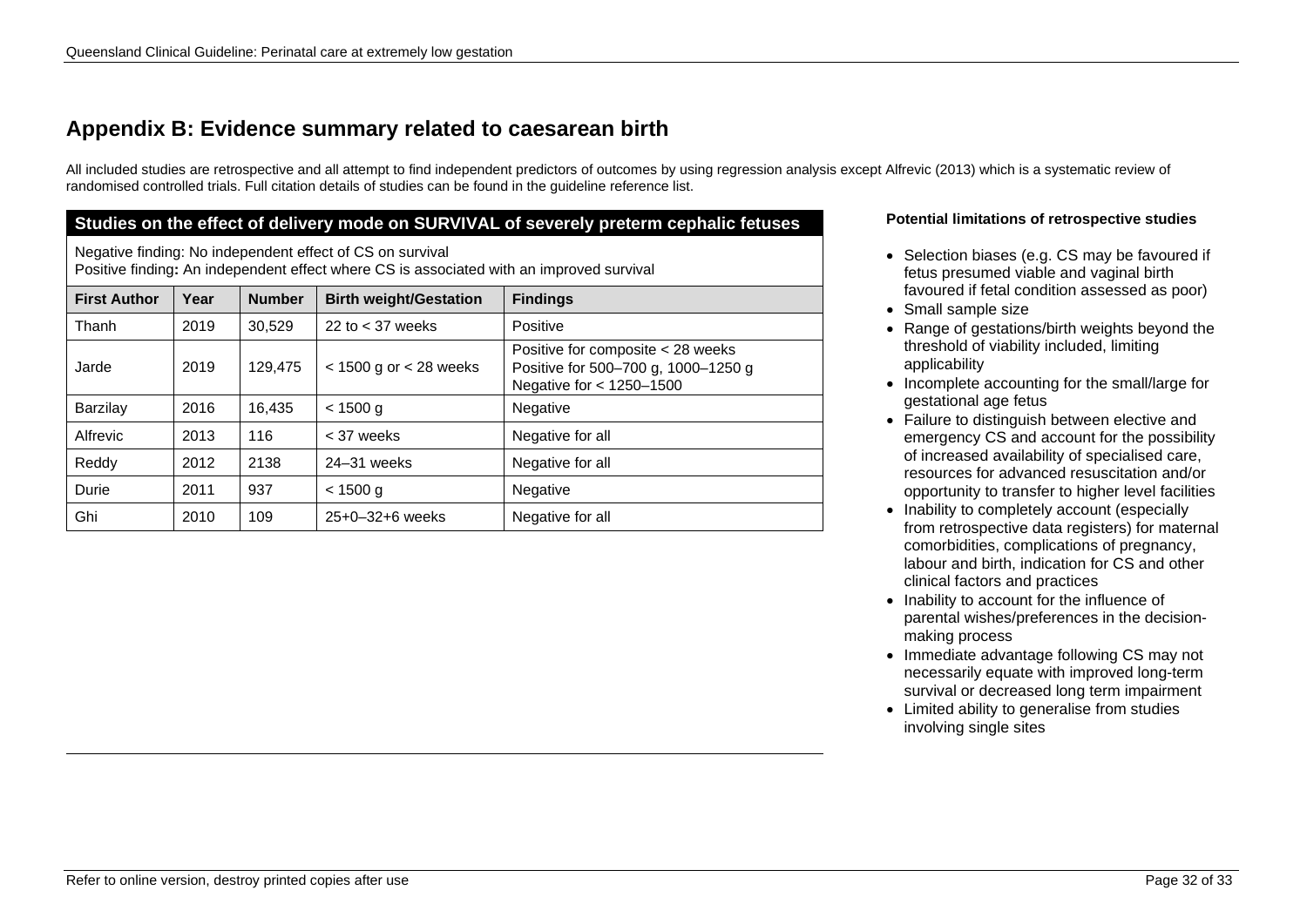## Appendix B: Evidence summary related to caesarean birth

All included studies are retrospective and all attempt to find independent predictors of outcomes by using regression analysis except Alfrevic (2013) which is a systematic review of randomised controlled trials. Full citation details of studies can be found in the guideline reference list.

**Studies on the effect of delivery mode on SURVIVAL of severely preterm cephalic fetuses**

Negative finding: No independent effect of CS on survival
Positive finding**:** An independent effect where CS is associated with an improved survival

| First Author | Year | Number | Birth weight/Gestation | Findings |
|---|---|---|---|---|
| Thanh | 2019 | 30,529 | 22 to < 37 weeks | Positive |
| Jarde | 2019 | 129,475 | < 1500 g or < 28 weeks | Positive for composite < 28 weeks<br>Positive for 500–700 g, 1000–1250 g<br>Negative for < 1250–1500 |
| Barzilay | 2016 | 16,435 | < 1500 g | Negative |
| Alfrevic | 2013 | 116 | < 37 weeks | Negative for all |
| Reddy | 2012 | 2138 | 24–31 weeks | Negative for all |
| Durie | 2011 | 937 | < 1500 g | Negative |
| Ghi | 2010 | 109 | 25+0–32+6 weeks | Negative for all |

**Potential limitations of retrospective studies**

- Selection biases (e.g. CS may be favoured if fetus presumed viable and vaginal birth favoured if fetal condition assessed as poor)
- Small sample size
- Range of gestations/birth weights beyond the threshold of viability included, limiting applicability
- Incomplete accounting for the small/large for gestational age fetus
- Failure to distinguish between elective and emergency CS and account for the possibility of increased availability of specialised care, resources for advanced resuscitation and/or opportunity to transfer to higher level facilities
- Inability to completely account (especially from retrospective data registers) for maternal comorbidities, complications of pregnancy, labour and birth, indication for CS and other clinical factors and practices
- Inability to account for the influence of parental wishes/preferences in the decision-making process
- Immediate advantage following CS may not necessarily equate with improved long-term survival or decreased long term impairment
- Limited ability to generalise from studies involving single sites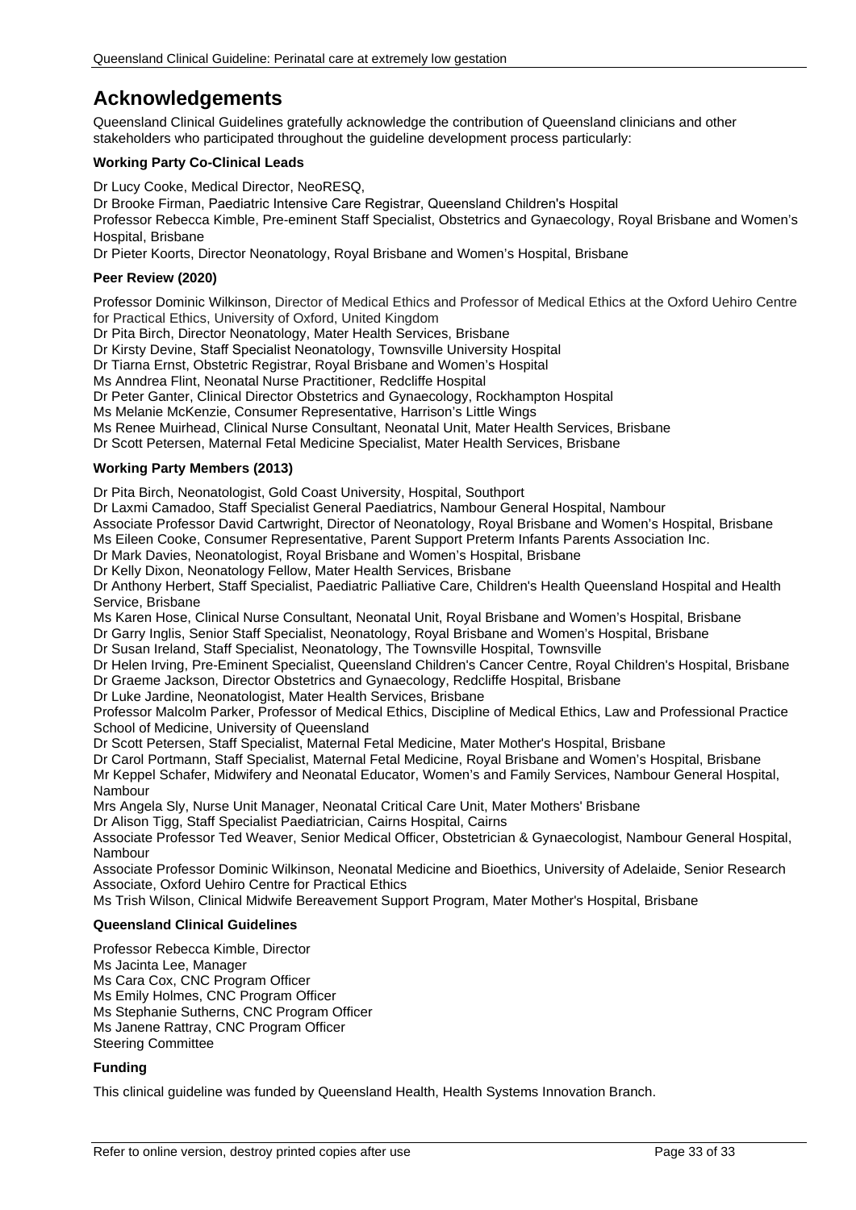# Acknowledgements

Queensland Clinical Guidelines gratefully acknowledge the contribution of Queensland clinicians and other stakeholders who participated throughout the guideline development process particularly:

**Working Party Co-Clinical Leads**

Dr Lucy Cooke, Medical Director, NeoRESQ,
Dr Brooke Firman, Paediatric Intensive Care Registrar, Queensland Children's Hospital
Professor Rebecca Kimble, Pre-eminent Staff Specialist, Obstetrics and Gynaecology, Royal Brisbane and Women's Hospital, Brisbane
Dr Pieter Koorts, Director Neonatology, Royal Brisbane and Women's Hospital, Brisbane

**Peer Review (2020)**

Professor Dominic Wilkinson, Director of Medical Ethics and Professor of Medical Ethics at the Oxford Uehiro Centre for Practical Ethics, University of Oxford, United Kingdom
Dr Pita Birch, Director Neonatology, Mater Health Services, Brisbane
Dr Kirsty Devine, Staff Specialist Neonatology, Townsville University Hospital
Dr Tiarna Ernst, Obstetric Registrar, Royal Brisbane and Women's Hospital
Ms Anndrea Flint, Neonatal Nurse Practitioner, Redcliffe Hospital
Dr Peter Ganter, Clinical Director Obstetrics and Gynaecology, Rockhampton Hospital
Ms Melanie McKenzie, Consumer Representative, Harrison's Little Wings
Ms Renee Muirhead, Clinical Nurse Consultant, Neonatal Unit, Mater Health Services, Brisbane
Dr Scott Petersen, Maternal Fetal Medicine Specialist, Mater Health Services, Brisbane

**Working Party Members (2013)**

Dr Pita Birch, Neonatologist, Gold Coast University, Hospital, Southport
Dr Laxmi Camadoo, Staff Specialist General Paediatrics, Nambour General Hospital, Nambour
Associate Professor David Cartwright, Director of Neonatology, Royal Brisbane and Women's Hospital, Brisbane
Ms Eileen Cooke, Consumer Representative, Parent Support Preterm Infants Parents Association Inc.
Dr Mark Davies, Neonatologist, Royal Brisbane and Women's Hospital, Brisbane
Dr Kelly Dixon, Neonatology Fellow, Mater Health Services, Brisbane
Dr Anthony Herbert, Staff Specialist, Paediatric Palliative Care, Children's Health Queensland Hospital and Health Service, Brisbane
Ms Karen Hose, Clinical Nurse Consultant, Neonatal Unit, Royal Brisbane and Women's Hospital, Brisbane
Dr Garry Inglis, Senior Staff Specialist, Neonatology, Royal Brisbane and Women's Hospital, Brisbane
Dr Susan Ireland, Staff Specialist, Neonatology, The Townsville Hospital, Townsville
Dr Helen Irving, Pre-Eminent Specialist, Queensland Children's Cancer Centre, Royal Children's Hospital, Brisbane
Dr Graeme Jackson, Director Obstetrics and Gynaecology, Redcliffe Hospital, Brisbane
Dr Luke Jardine, Neonatologist, Mater Health Services, Brisbane
Professor Malcolm Parker, Professor of Medical Ethics, Discipline of Medical Ethics, Law and Professional Practice School of Medicine, University of Queensland
Dr Scott Petersen, Staff Specialist, Maternal Fetal Medicine, Mater Mother's Hospital, Brisbane
Dr Carol Portmann, Staff Specialist, Maternal Fetal Medicine, Royal Brisbane and Women's Hospital, Brisbane
Mr Keppel Schafer, Midwifery and Neonatal Educator, Women's and Family Services, Nambour General Hospital, Nambour
Mrs Angela Sly, Nurse Unit Manager, Neonatal Critical Care Unit, Mater Mothers' Brisbane
Dr Alison Tigg, Staff Specialist Paediatrician, Cairns Hospital, Cairns
Associate Professor Ted Weaver, Senior Medical Officer, Obstetrician & Gynaecologist, Nambour General Hospital, Nambour
Associate Professor Dominic Wilkinson, Neonatal Medicine and Bioethics, University of Adelaide, Senior Research Associate, Oxford Uehiro Centre for Practical Ethics
Ms Trish Wilson, Clinical Midwife Bereavement Support Program, Mater Mother's Hospital, Brisbane

**Queensland Clinical Guidelines**

Professor Rebecca Kimble, Director
Ms Jacinta Lee, Manager
Ms Cara Cox, CNC Program Officer
Ms Emily Holmes, CNC Program Officer
Ms Stephanie Sutherns, CNC Program Officer
Ms Janene Rattray, CNC Program Officer
Steering Committee

**Funding**

This clinical guideline was funded by Queensland Health, Health Systems Innovation Branch.